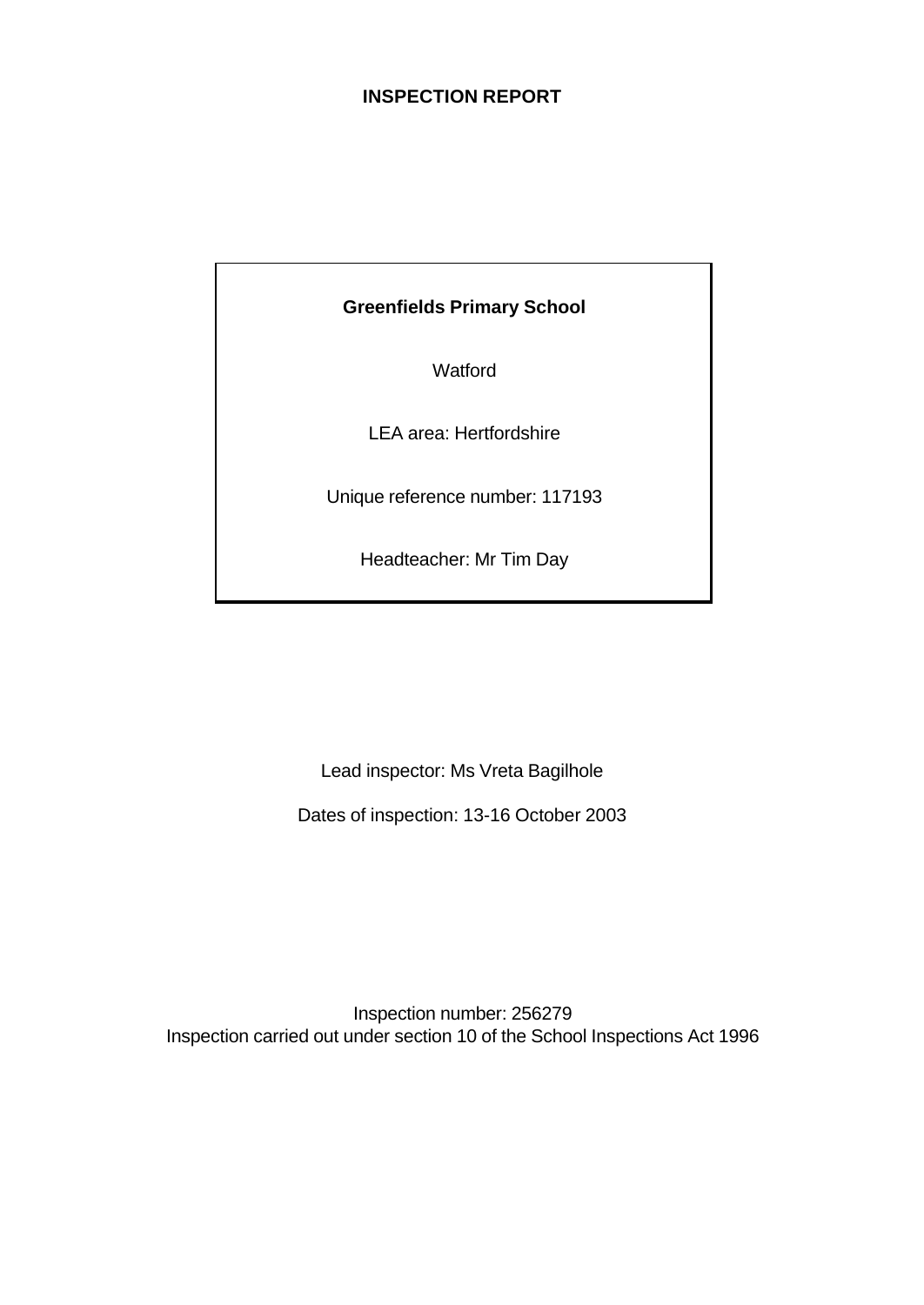# INSPECTION REPORT

**Greenfields Primary School**

Watford

LEA area: Hertfordshire

Unique reference number: 117193

Headteacher: Mr Tim Day

Lead inspector: Ms Vreta Bagilhole

Dates of inspection: 13-16 October 2003

Inspection number: 256279

Inspection carried out under section 10 of the School Inspections Act 1996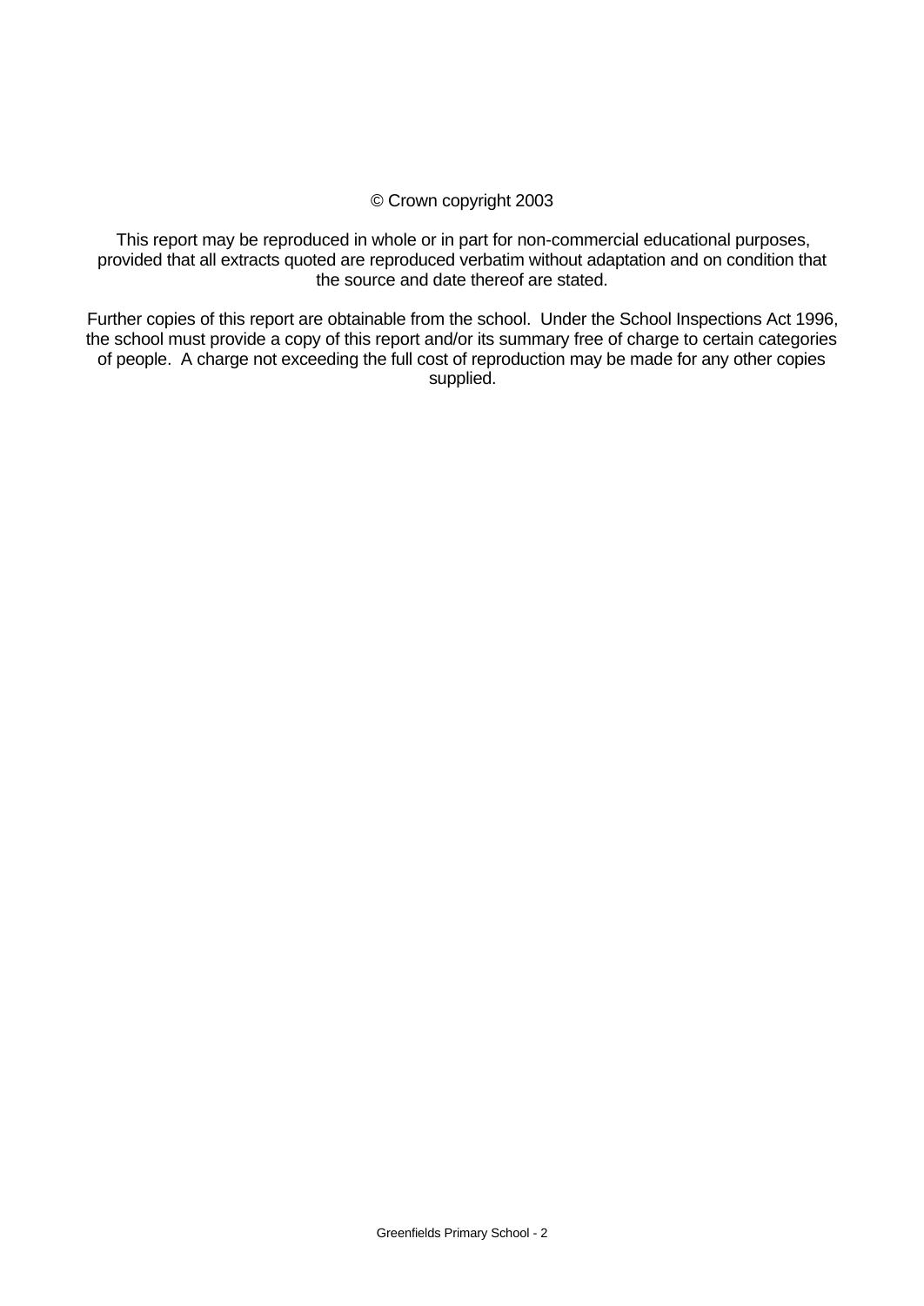© Crown copyright 2003

This report may be reproduced in whole or in part for non-commercial educational purposes, provided that all extracts quoted are reproduced verbatim without adaptation and on condition that the source and date thereof are stated.

Further copies of this report are obtainable from the school. Under the School Inspections Act 1996, the school must provide a copy of this report and/or its summary free of charge to certain categories of people. A charge not exceeding the full cost of reproduction may be made for any other copies supplied.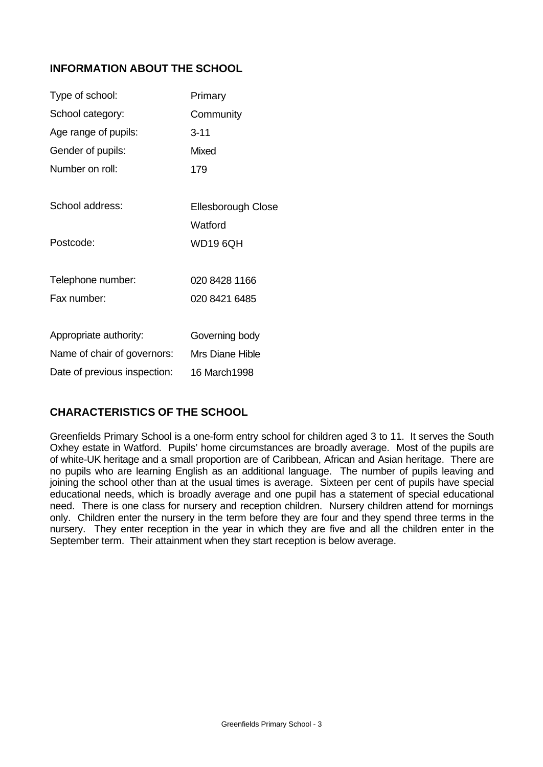## INFORMATION ABOUT THE SCHOOL

| | |
|---|---|
| Type of school: | Primary |
| School category: | Community |
| Age range of pupils: | 3-11 |
| Gender of pupils: | Mixed |
| Number on roll: | 179 |
| School address: | Ellesborough Close<br>Watford |
| Postcode: | WD19 6QH |
| Telephone number: | 020 8428 1166 |
| Fax number: | 020 8421 6485 |
| Appropriate authority: | Governing body |
| Name of chair of governors: | Mrs Diane Hible |
| Date of previous inspection: | 16 March1998 |

## CHARACTERISTICS OF THE SCHOOL

Greenfields Primary School is a one-form entry school for children aged 3 to 11. It serves the South Oxhey estate in Watford. Pupils' home circumstances are broadly average. Most of the pupils are of white-UK heritage and a small proportion are of Caribbean, African and Asian heritage. There are no pupils who are learning English as an additional language. The number of pupils leaving and joining the school other than at the usual times is average. Sixteen per cent of pupils have special educational needs, which is broadly average and one pupil has a statement of special educational need. There is one class for nursery and reception children. Nursery children attend for mornings only. Children enter the nursery in the term before they are four and they spend three terms in the nursery. They enter reception in the year in which they are five and all the children enter in the September term. Their attainment when they start reception is below average.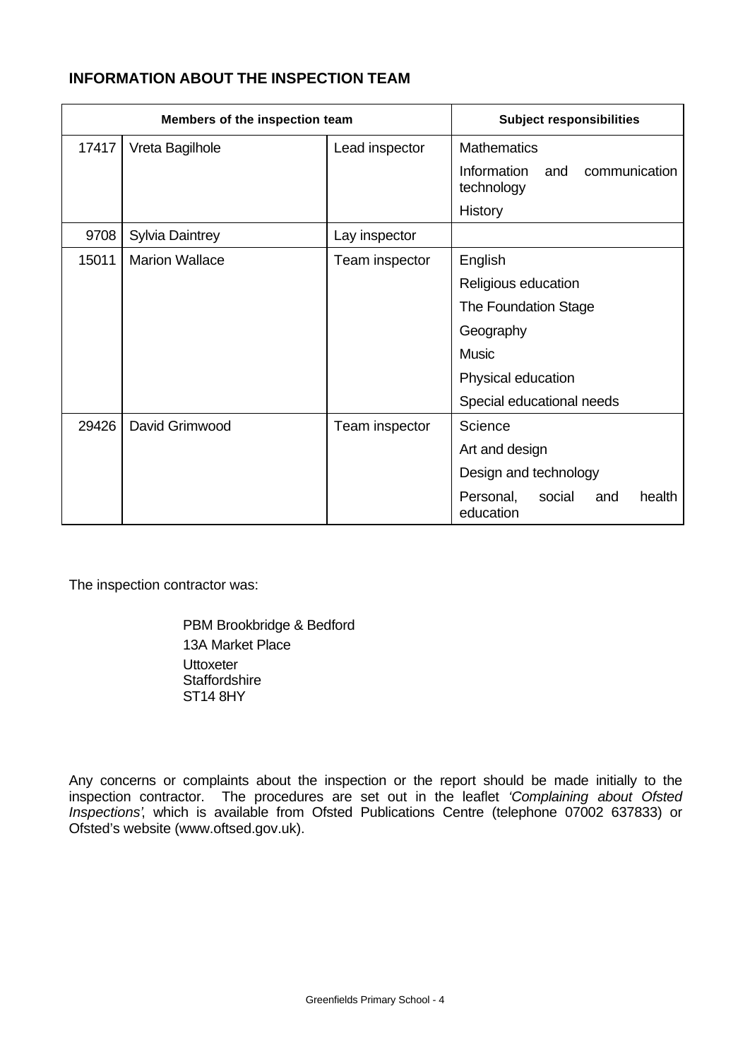## INFORMATION ABOUT THE INSPECTION TEAM

| Members of the inspection team | | | Subject responsibilities |
|---|---|---|---|
| 17417 | Vreta Bagilhole | Lead inspector | Mathematics |
| | | | Information and communication technology |
| | | | History |
| 9708 | Sylvia Daintrey | Lay inspector | |
| 15011 | Marion Wallace | Team inspector | English |
| | | | Religious education |
| | | | The Foundation Stage |
| | | | Geography |
| | | | Music |
| | | | Physical education |
| | | | Special educational needs |
| 29426 | David Grimwood | Team inspector | Science |
| | | | Art and design |
| | | | Design and technology |
| | | | Personal, social and health education |

The inspection contractor was:

PBM Brookbridge & Bedford
13A Market Place
Uttoxeter
Staffordshire
ST14 8HY

Any concerns or complaints about the inspection or the report should be made initially to the inspection contractor. The procedures are set out in the leaflet *'Complaining about Ofsted Inspections'*, which is available from Ofsted Publications Centre (telephone 07002 637833) or Ofsted's website (www.oftsed.gov.uk).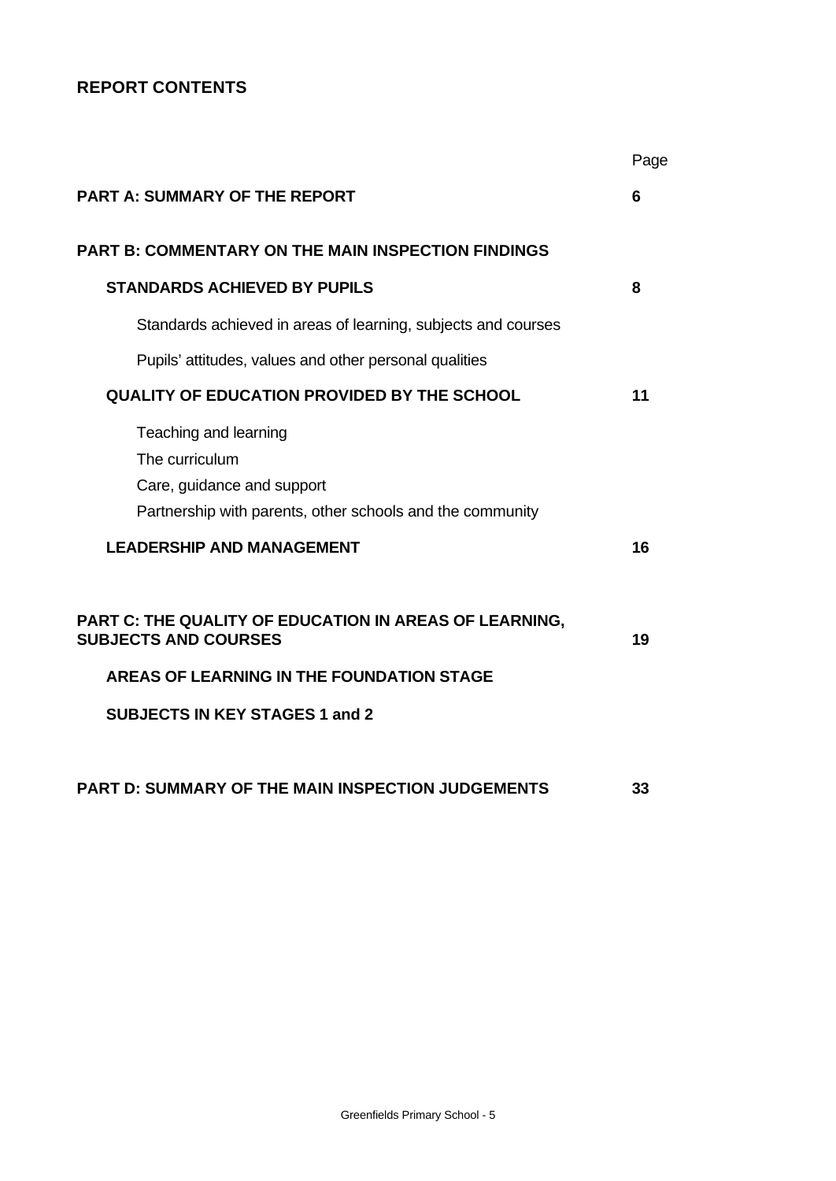## REPORT CONTENTS

| | Page |
|---|---|
| **PART A: SUMMARY OF THE REPORT** | **6** |
| **PART B: COMMENTARY ON THE MAIN INSPECTION FINDINGS** | |
| **STANDARDS ACHIEVED BY PUPILS** | **8** |
| Standards achieved in areas of learning, subjects and courses | |
| Pupils' attitudes, values and other personal qualities | |
| **QUALITY OF EDUCATION PROVIDED BY THE SCHOOL** | **11** |
| Teaching and learning | |
| The curriculum | |
| Care, guidance and support | |
| Partnership with parents, other schools and the community | |
| **LEADERSHIP AND MANAGEMENT** | **16** |
| **PART C: THE QUALITY OF EDUCATION IN AREAS OF LEARNING, SUBJECTS AND COURSES** | **19** |
| **AREAS OF LEARNING IN THE FOUNDATION STAGE** | |
| **SUBJECTS IN KEY STAGES 1 and 2** | |
| **PART D: SUMMARY OF THE MAIN INSPECTION JUDGEMENTS** | **33** |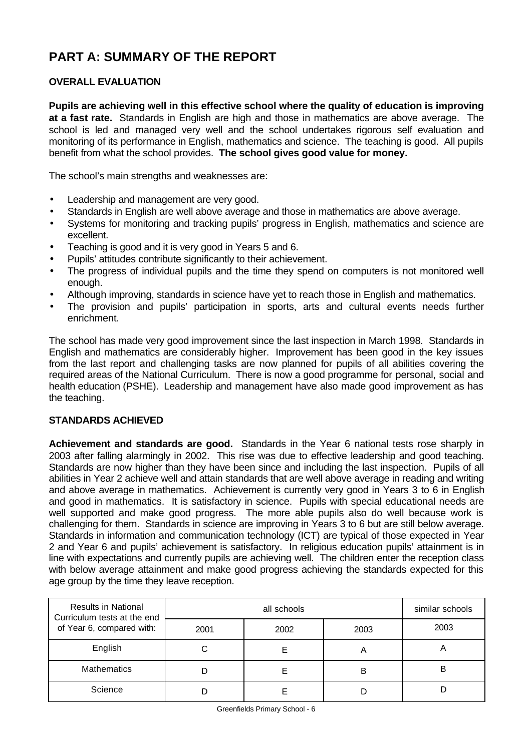# PART A: SUMMARY OF THE REPORT

## OVERALL EVALUATION

**Pupils are achieving well in this effective school where the quality of education is improving at a fast rate.** Standards in English are high and those in mathematics are above average. The school is led and managed very well and the school undertakes rigorous self evaluation and monitoring of its performance in English, mathematics and science. The teaching is good. All pupils benefit from what the school provides. **The school gives good value for money.**

The school's main strengths and weaknesses are:

- Leadership and management are very good.
- Standards in English are well above average and those in mathematics are above average.
- Systems for monitoring and tracking pupils' progress in English, mathematics and science are excellent.
- Teaching is good and it is very good in Years 5 and 6.
- Pupils' attitudes contribute significantly to their achievement.
- The progress of individual pupils and the time they spend on computers is not monitored well enough.
- Although improving, standards in science have yet to reach those in English and mathematics.
- The provision and pupils' participation in sports, arts and cultural events needs further enrichment.

The school has made very good improvement since the last inspection in March 1998. Standards in English and mathematics are considerably higher. Improvement has been good in the key issues from the last report and challenging tasks are now planned for pupils of all abilities covering the required areas of the National Curriculum. There is now a good programme for personal, social and health education (PSHE). Leadership and management have also made good improvement as has the teaching.

## STANDARDS ACHIEVED

**Achievement and standards are good.** Standards in the Year 6 national tests rose sharply in 2003 after falling alarmingly in 2002. This rise was due to effective leadership and good teaching. Standards are now higher than they have been since and including the last inspection. Pupils of all abilities in Year 2 achieve well and attain standards that are well above average in reading and writing and above average in mathematics. Achievement is currently very good in Years 3 to 6 in English and good in mathematics. It is satisfactory in science. Pupils with special educational needs are well supported and make good progress. The more able pupils also do well because work is challenging for them. Standards in science are improving in Years 3 to 6 but are still below average. Standards in information and communication technology (ICT) are typical of those expected in Year 2 and Year 6 and pupils' achievement is satisfactory. In religious education pupils' attainment is in line with expectations and currently pupils are achieving well. The children enter the reception class with below average attainment and make good progress achieving the standards expected for this age group by the time they leave reception.

| Results in National Curriculum tests at the end of Year 6, compared with: | all schools | | | similar schools |
|---|---|---|---|---|
| | 2001 | 2002 | 2003 | 2003 |
| English | C | E | A | A |
| Mathematics | D | E | B | B |
| Science | D | E | D | D |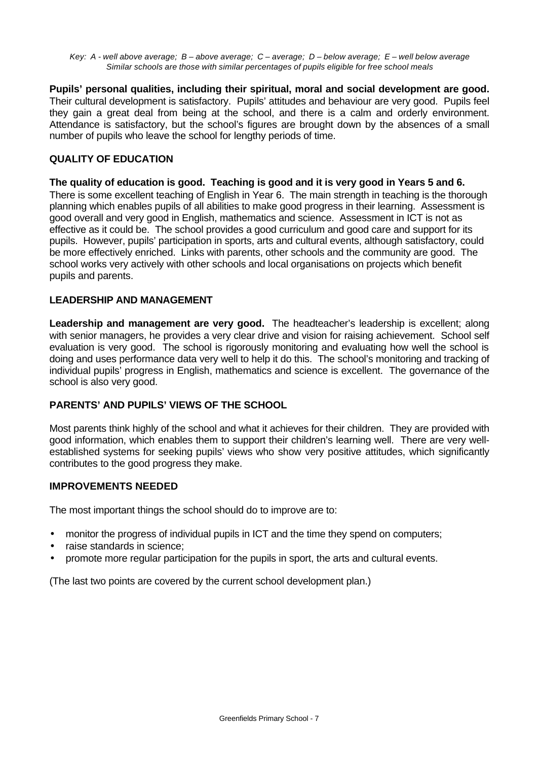*Key: A - well above average; B – above average; C – average; D – below average; E – well below average*
*Similar schools are those with similar percentages of pupils eligible for free school meals*

**Pupils' personal qualities, including their spiritual, moral and social development are good.** Their cultural development is satisfactory. Pupils' attitudes and behaviour are very good. Pupils feel they gain a great deal from being at the school, and there is a calm and orderly environment. Attendance is satisfactory, but the school's figures are brought down by the absences of a small number of pupils who leave the school for lengthy periods of time.

## QUALITY OF EDUCATION

**The quality of education is good. Teaching is good and it is very good in Years 5 and 6.** There is some excellent teaching of English in Year 6. The main strength in teaching is the thorough planning which enables pupils of all abilities to make good progress in their learning. Assessment is good overall and very good in English, mathematics and science. Assessment in ICT is not as effective as it could be. The school provides a good curriculum and good care and support for its pupils. However, pupils' participation in sports, arts and cultural events, although satisfactory, could be more effectively enriched. Links with parents, other schools and the community are good. The school works very actively with other schools and local organisations on projects which benefit pupils and parents.

## LEADERSHIP AND MANAGEMENT

**Leadership and management are very good.** The headteacher's leadership is excellent; along with senior managers, he provides a very clear drive and vision for raising achievement. School self evaluation is very good. The school is rigorously monitoring and evaluating how well the school is doing and uses performance data very well to help it do this. The school's monitoring and tracking of individual pupils' progress in English, mathematics and science is excellent. The governance of the school is also very good.

## PARENTS' AND PUPILS' VIEWS OF THE SCHOOL

Most parents think highly of the school and what it achieves for their children. They are provided with good information, which enables them to support their children's learning well. There are very well-established systems for seeking pupils' views who show very positive attitudes, which significantly contributes to the good progress they make.

## IMPROVEMENTS NEEDED

The most important things the school should do to improve are to:

- monitor the progress of individual pupils in ICT and the time they spend on computers;
- raise standards in science;
- promote more regular participation for the pupils in sport, the arts and cultural events.

(The last two points are covered by the current school development plan.)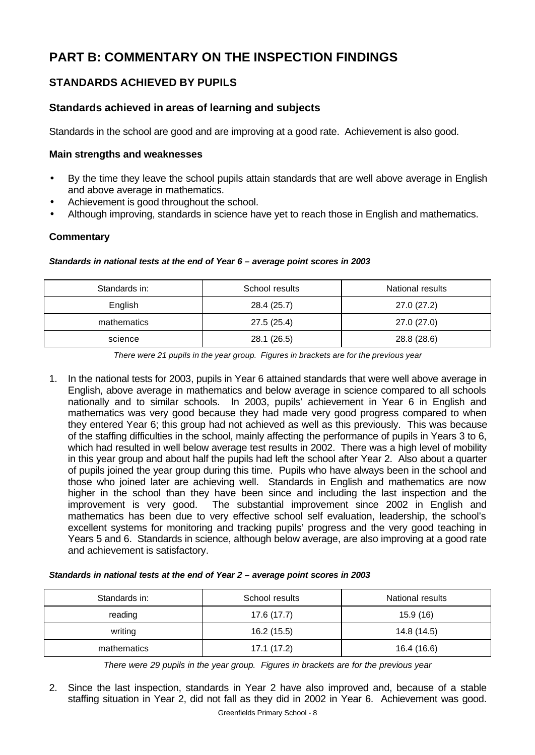# PART B: COMMENTARY ON THE INSPECTION FINDINGS

## STANDARDS ACHIEVED BY PUPILS

### Standards achieved in areas of learning and subjects

Standards in the school are good and are improving at a good rate. Achievement is also good.

**Main strengths and weaknesses**

- By the time they leave the school pupils attain standards that are well above average in English and above average in mathematics.
- Achievement is good throughout the school.
- Although improving, standards in science have yet to reach those in English and mathematics.

**Commentary**

***Standards in national tests at the end of Year 6 – average point scores in 2003***

| Standards in: | School results | National results |
|---|---|---|
| English | 28.4 (25.7) | 27.0 (27.2) |
| mathematics | 27.5 (25.4) | 27.0 (27.0) |
| science | 28.1 (26.5) | 28.8 (28.6) |

*There were 21 pupils in the year group. Figures in brackets are for the previous year*

1. In the national tests for 2003, pupils in Year 6 attained standards that were well above average in English, above average in mathematics and below average in science compared to all schools nationally and to similar schools. In 2003, pupils' achievement in Year 6 in English and mathematics was very good because they had made very good progress compared to when they entered Year 6; this group had not achieved as well as this previously. This was because of the staffing difficulties in the school, mainly affecting the performance of pupils in Years 3 to 6, which had resulted in well below average test results in 2002. There was a high level of mobility in this year group and about half the pupils had left the school after Year 2. Also about a quarter of pupils joined the year group during this time. Pupils who have always been in the school and those who joined later are achieving well. Standards in English and mathematics are now higher in the school than they have been since and including the last inspection and the improvement is very good. The substantial improvement since 2002 in English and mathematics has been due to very effective school self evaluation, leadership, the school's excellent systems for monitoring and tracking pupils' progress and the very good teaching in Years 5 and 6. Standards in science, although below average, are also improving at a good rate and achievement is satisfactory.

***Standards in national tests at the end of Year 2 – average point scores in 2003***

| Standards in: | School results | National results |
|---|---|---|
| reading | 17.6 (17.7) | 15.9 (16) |
| writing | 16.2 (15.5) | 14.8 (14.5) |
| mathematics | 17.1 (17.2) | 16.4 (16.6) |

*There were 29 pupils in the year group. Figures in brackets are for the previous year*

2. Since the last inspection, standards in Year 2 have also improved and, because of a stable staffing situation in Year 2, did not fall as they did in 2002 in Year 6. Achievement was good.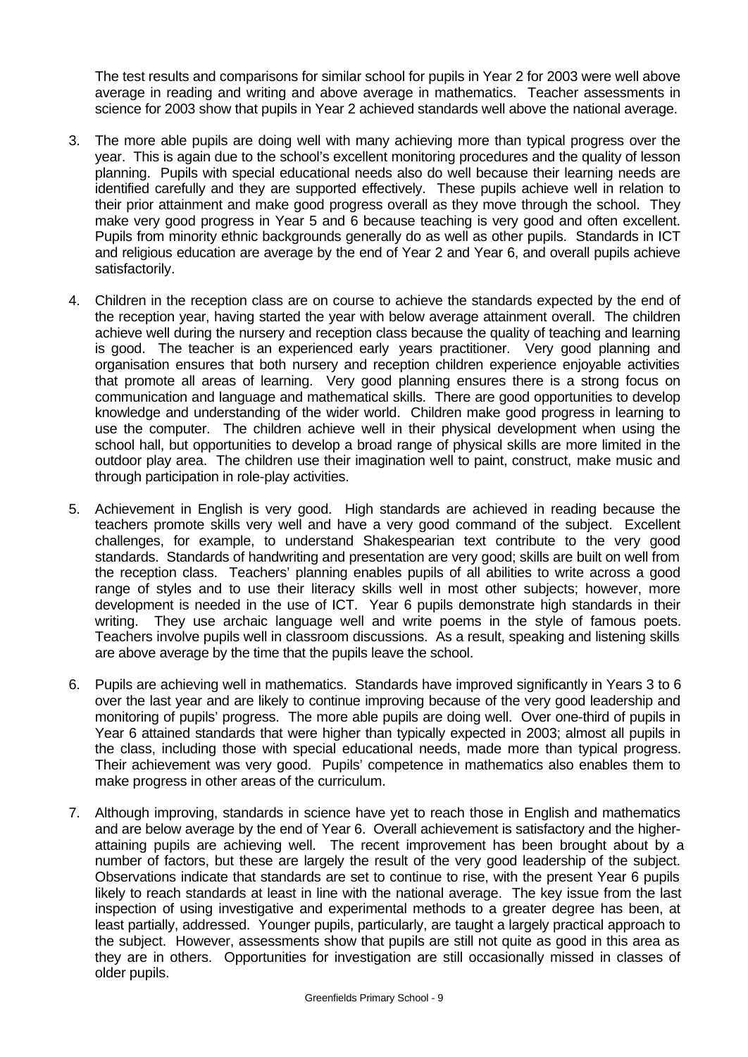The test results and comparisons for similar school for pupils in Year 2 for 2003 were well above average in reading and writing and above average in mathematics. Teacher assessments in science for 2003 show that pupils in Year 2 achieved standards well above the national average.

3. The more able pupils are doing well with many achieving more than typical progress over the year. This is again due to the school's excellent monitoring procedures and the quality of lesson planning. Pupils with special educational needs also do well because their learning needs are identified carefully and they are supported effectively. These pupils achieve well in relation to their prior attainment and make good progress overall as they move through the school. They make very good progress in Year 5 and 6 because teaching is very good and often excellent. Pupils from minority ethnic backgrounds generally do as well as other pupils. Standards in ICT and religious education are average by the end of Year 2 and Year 6, and overall pupils achieve satisfactorily.

4. Children in the reception class are on course to achieve the standards expected by the end of the reception year, having started the year with below average attainment overall. The children achieve well during the nursery and reception class because the quality of teaching and learning is good. The teacher is an experienced early years practitioner. Very good planning and organisation ensures that both nursery and reception children experience enjoyable activities that promote all areas of learning. Very good planning ensures there is a strong focus on communication and language and mathematical skills. There are good opportunities to develop knowledge and understanding of the wider world. Children make good progress in learning to use the computer. The children achieve well in their physical development when using the school hall, but opportunities to develop a broad range of physical skills are more limited in the outdoor play area. The children use their imagination well to paint, construct, make music and through participation in role-play activities.

5. Achievement in English is very good. High standards are achieved in reading because the teachers promote skills very well and have a very good command of the subject. Excellent challenges, for example, to understand Shakespearian text contribute to the very good standards. Standards of handwriting and presentation are very good; skills are built on well from the reception class. Teachers' planning enables pupils of all abilities to write across a good range of styles and to use their literacy skills well in most other subjects; however, more development is needed in the use of ICT. Year 6 pupils demonstrate high standards in their writing. They use archaic language well and write poems in the style of famous poets. Teachers involve pupils well in classroom discussions. As a result, speaking and listening skills are above average by the time that the pupils leave the school.

6. Pupils are achieving well in mathematics. Standards have improved significantly in Years 3 to 6 over the last year and are likely to continue improving because of the very good leadership and monitoring of pupils' progress. The more able pupils are doing well. Over one-third of pupils in Year 6 attained standards that were higher than typically expected in 2003; almost all pupils in the class, including those with special educational needs, made more than typical progress. Their achievement was very good. Pupils' competence in mathematics also enables them to make progress in other areas of the curriculum.

7. Although improving, standards in science have yet to reach those in English and mathematics and are below average by the end of Year 6. Overall achievement is satisfactory and the higher-attaining pupils are achieving well. The recent improvement has been brought about by a number of factors, but these are largely the result of the very good leadership of the subject. Observations indicate that standards are set to continue to rise, with the present Year 6 pupils likely to reach standards at least in line with the national average. The key issue from the last inspection of using investigative and experimental methods to a greater degree has been, at least partially, addressed. Younger pupils, particularly, are taught a largely practical approach to the subject. However, assessments show that pupils are still not quite as good in this area as they are in others. Opportunities for investigation are still occasionally missed in classes of older pupils.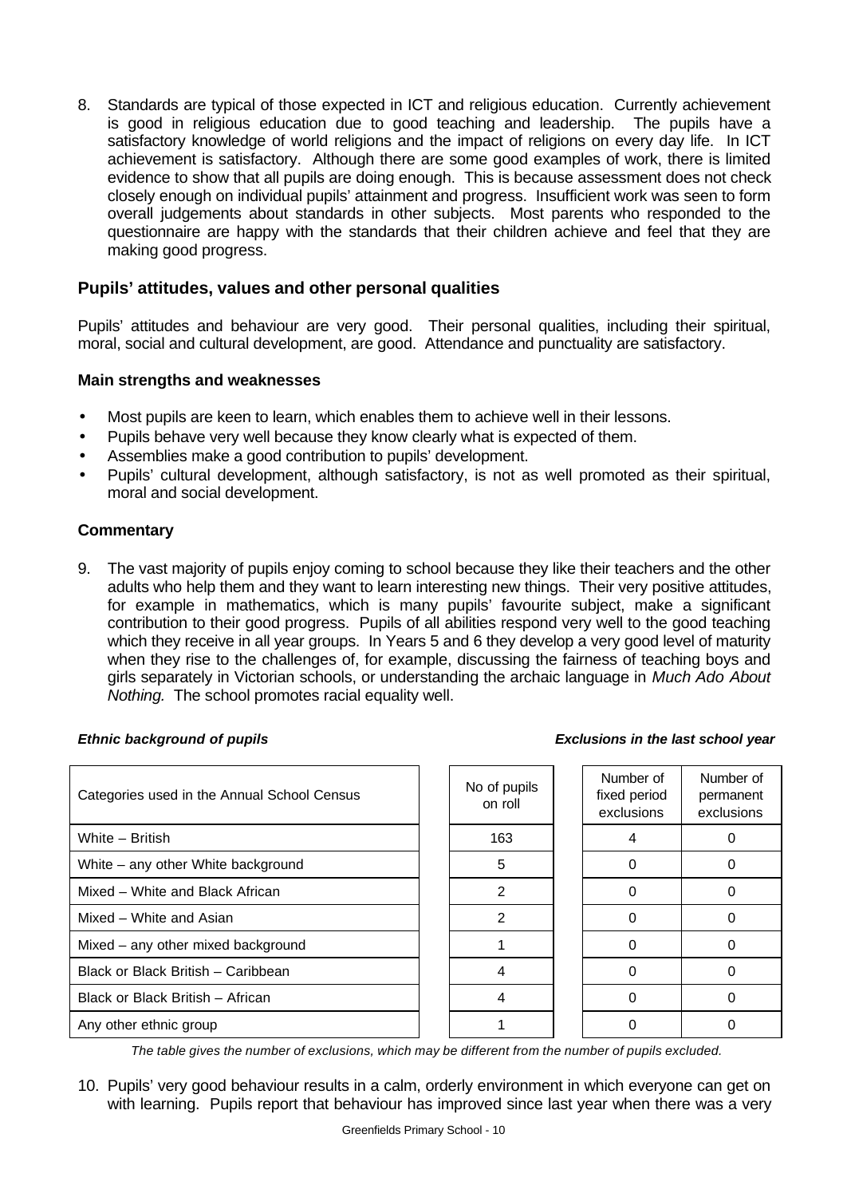8. Standards are typical of those expected in ICT and religious education. Currently achievement is good in religious education due to good teaching and leadership. The pupils have a satisfactory knowledge of world religions and the impact of religions on every day life. In ICT achievement is satisfactory. Although there are some good examples of work, there is limited evidence to show that all pupils are doing enough. This is because assessment does not check closely enough on individual pupils' attainment and progress. Insufficient work was seen to form overall judgements about standards in other subjects. Most parents who responded to the questionnaire are happy with the standards that their children achieve and feel that they are making good progress.

## Pupils' attitudes, values and other personal qualities

Pupils' attitudes and behaviour are very good. Their personal qualities, including their spiritual, moral, social and cultural development, are good. Attendance and punctuality are satisfactory.

### Main strengths and weaknesses

- Most pupils are keen to learn, which enables them to achieve well in their lessons.
- Pupils behave very well because they know clearly what is expected of them.
- Assemblies make a good contribution to pupils' development.
- Pupils' cultural development, although satisfactory, is not as well promoted as their spiritual, moral and social development.

### Commentary

9. The vast majority of pupils enjoy coming to school because they like their teachers and the other adults who help them and they want to learn interesting new things. Their very positive attitudes, for example in mathematics, which is many pupils' favourite subject, make a significant contribution to their good progress. Pupils of all abilities respond very well to the good teaching which they receive in all year groups. In Years 5 and 6 they develop a very good level of maturity when they rise to the challenges of, for example, discussing the fairness of teaching boys and girls separately in Victorian schools, or understanding the archaic language in *Much Ado About Nothing.* The school promotes racial equality well.

***Ethnic background of pupils*** ***Exclusions in the last school year***

| Categories used in the Annual School Census | No of pupils on roll | Number of fixed period exclusions | Number of permanent exclusions |
|---|---|---|---|
| White – British | 163 | 4 | 0 |
| White – any other White background | 5 | 0 | 0 |
| Mixed – White and Black African | 2 | 0 | 0 |
| Mixed – White and Asian | 2 | 0 | 0 |
| Mixed – any other mixed background | 1 | 0 | 0 |
| Black or Black British – Caribbean | 4 | 0 | 0 |
| Black or Black British – African | 4 | 0 | 0 |
| Any other ethnic group | 1 | 0 | 0 |

*The table gives the number of exclusions, which may be different from the number of pupils excluded.*

10. Pupils' very good behaviour results in a calm, orderly environment in which everyone can get on with learning. Pupils report that behaviour has improved since last year when there was a very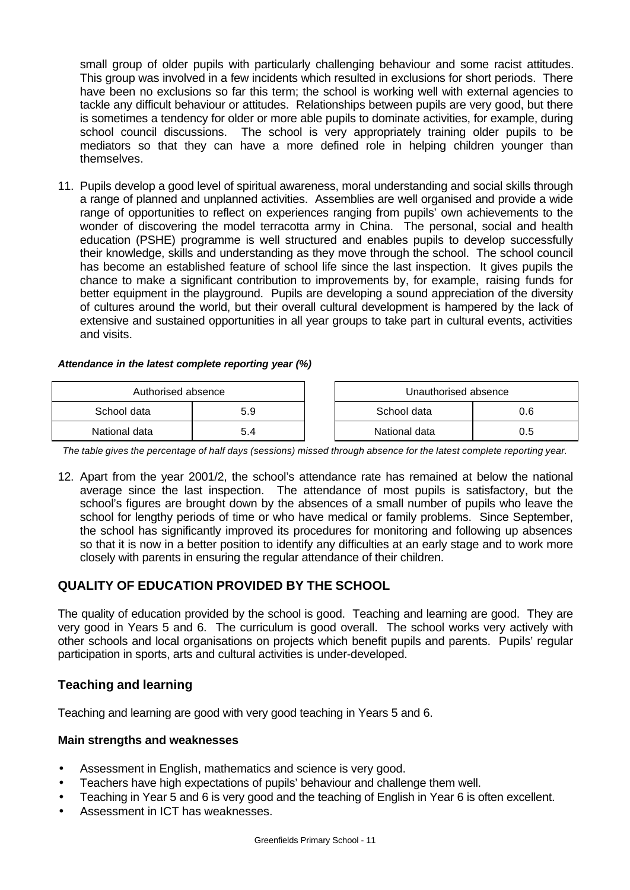small group of older pupils with particularly challenging behaviour and some racist attitudes. This group was involved in a few incidents which resulted in exclusions for short periods. There have been no exclusions so far this term; the school is working well with external agencies to tackle any difficult behaviour or attitudes. Relationships between pupils are very good, but there is sometimes a tendency for older or more able pupils to dominate activities, for example, during school council discussions. The school is very appropriately training older pupils to be mediators so that they can have a more defined role in helping children younger than themselves.

11. Pupils develop a good level of spiritual awareness, moral understanding and social skills through a range of planned and unplanned activities. Assemblies are well organised and provide a wide range of opportunities to reflect on experiences ranging from pupils' own achievements to the wonder of discovering the model terracotta army in China. The personal, social and health education (PSHE) programme is well structured and enables pupils to develop successfully their knowledge, skills and understanding as they move through the school. The school council has become an established feature of school life since the last inspection. It gives pupils the chance to make a significant contribution to improvements by, for example, raising funds for better equipment in the playground. Pupils are developing a sound appreciation of the diversity of cultures around the world, but their overall cultural development is hampered by the lack of extensive and sustained opportunities in all year groups to take part in cultural events, activities and visits.

***Attendance in the latest complete reporting year (%)***

| Authorised absence | |
|---|---|
| School data | 5.9 |
| National data | 5.4 |

| Unauthorised absence | |
|---|---|
| School data | 0.6 |
| National data | 0.5 |

*The table gives the percentage of half days (sessions) missed through absence for the latest complete reporting year.*

12. Apart from the year 2001/2, the school's attendance rate has remained at below the national average since the last inspection. The attendance of most pupils is satisfactory, but the school's figures are brought down by the absences of a small number of pupils who leave the school for lengthy periods of time or who have medical or family problems. Since September, the school has significantly improved its procedures for monitoring and following up absences so that it is now in a better position to identify any difficulties at an early stage and to work more closely with parents in ensuring the regular attendance of their children.

## QUALITY OF EDUCATION PROVIDED BY THE SCHOOL

The quality of education provided by the school is good. Teaching and learning are good. They are very good in Years 5 and 6. The curriculum is good overall. The school works very actively with other schools and local organisations on projects which benefit pupils and parents. Pupils' regular participation in sports, arts and cultural activities is under-developed.

## Teaching and learning

Teaching and learning are good with very good teaching in Years 5 and 6.

### Main strengths and weaknesses

- Assessment in English, mathematics and science is very good.
- Teachers have high expectations of pupils' behaviour and challenge them well.
- Teaching in Year 5 and 6 is very good and the teaching of English in Year 6 is often excellent.
- Assessment in ICT has weaknesses.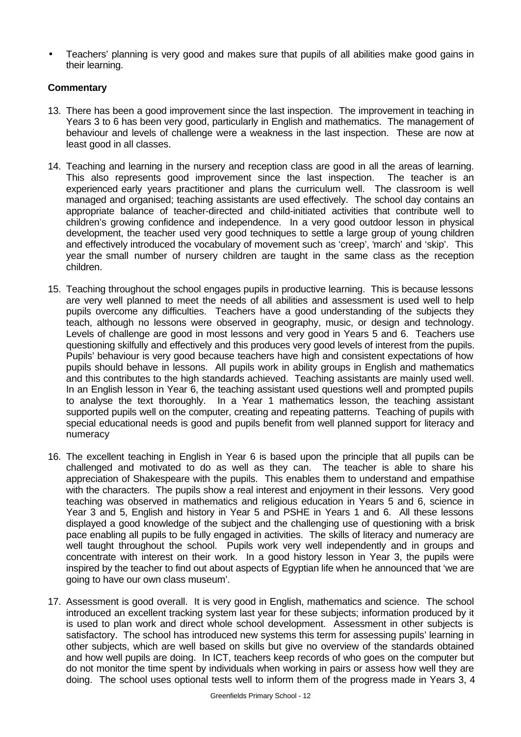- Teachers' planning is very good and makes sure that pupils of all abilities make good gains in their learning.

**Commentary**

13. There has been a good improvement since the last inspection. The improvement in teaching in Years 3 to 6 has been very good, particularly in English and mathematics. The management of behaviour and levels of challenge were a weakness in the last inspection. These are now at least good in all classes.

14. Teaching and learning in the nursery and reception class are good in all the areas of learning. This also represents good improvement since the last inspection. The teacher is an experienced early years practitioner and plans the curriculum well. The classroom is well managed and organised; teaching assistants are used effectively. The school day contains an appropriate balance of teacher-directed and child-initiated activities that contribute well to children's growing confidence and independence. In a very good outdoor lesson in physical development, the teacher used very good techniques to settle a large group of young children and effectively introduced the vocabulary of movement such as 'creep', 'march' and 'skip'. This year the small number of nursery children are taught in the same class as the reception children.

15. Teaching throughout the school engages pupils in productive learning. This is because lessons are very well planned to meet the needs of all abilities and assessment is used well to help pupils overcome any difficulties. Teachers have a good understanding of the subjects they teach, although no lessons were observed in geography, music, or design and technology. Levels of challenge are good in most lessons and very good in Years 5 and 6. Teachers use questioning skilfully and effectively and this produces very good levels of interest from the pupils. Pupils' behaviour is very good because teachers have high and consistent expectations of how pupils should behave in lessons. All pupils work in ability groups in English and mathematics and this contributes to the high standards achieved. Teaching assistants are mainly used well. In an English lesson in Year 6, the teaching assistant used questions well and prompted pupils to analyse the text thoroughly. In a Year 1 mathematics lesson, the teaching assistant supported pupils well on the computer, creating and repeating patterns. Teaching of pupils with special educational needs is good and pupils benefit from well planned support for literacy and numeracy

16. The excellent teaching in English in Year 6 is based upon the principle that all pupils can be challenged and motivated to do as well as they can. The teacher is able to share his appreciation of Shakespeare with the pupils. This enables them to understand and empathise with the characters. The pupils show a real interest and enjoyment in their lessons. Very good teaching was observed in mathematics and religious education in Years 5 and 6, science in Year 3 and 5, English and history in Year 5 and PSHE in Years 1 and 6. All these lessons displayed a good knowledge of the subject and the challenging use of questioning with a brisk pace enabling all pupils to be fully engaged in activities. The skills of literacy and numeracy are well taught throughout the school. Pupils work very well independently and in groups and concentrate with interest on their work. In a good history lesson in Year 3, the pupils were inspired by the teacher to find out about aspects of Egyptian life when he announced that 'we are going to have our own class museum'.

17. Assessment is good overall. It is very good in English, mathematics and science. The school introduced an excellent tracking system last year for these subjects; information produced by it is used to plan work and direct whole school development. Assessment in other subjects is satisfactory. The school has introduced new systems this term for assessing pupils' learning in other subjects, which are well based on skills but give no overview of the standards obtained and how well pupils are doing. In ICT, teachers keep records of who goes on the computer but do not monitor the time spent by individuals when working in pairs or assess how well they are doing. The school uses optional tests well to inform them of the progress made in Years 3, 4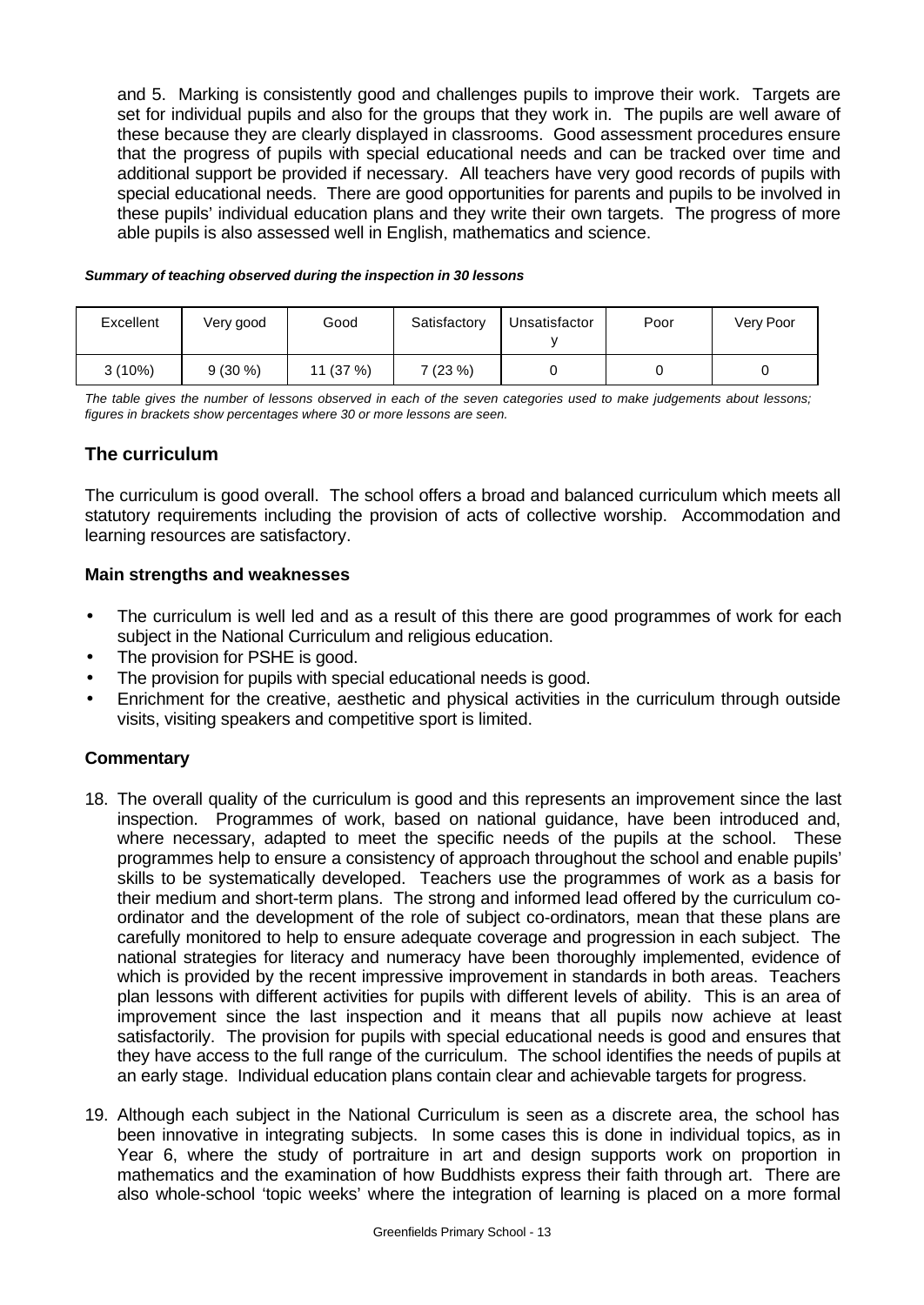and 5. Marking is consistently good and challenges pupils to improve their work. Targets are set for individual pupils and also for the groups that they work in. The pupils are well aware of these because they are clearly displayed in classrooms. Good assessment procedures ensure that the progress of pupils with special educational needs and can be tracked over time and additional support be provided if necessary. All teachers have very good records of pupils with special educational needs. There are good opportunities for parents and pupils to be involved in these pupils' individual education plans and they write their own targets. The progress of more able pupils is also assessed well in English, mathematics and science.

***Summary of teaching observed during the inspection in 30 lessons***

| Excellent | Very good | Good | Satisfactory | Unsatisfactory | Poor | Very Poor |
|---|---|---|---|---|---|---|
| 3 (10%) | 9 (30 %) | 11 (37 %) | 7 (23 %) | 0 | 0 | 0 |

*The table gives the number of lessons observed in each of the seven categories used to make judgements about lessons; figures in brackets show percentages where 30 or more lessons are seen.*

## The curriculum

The curriculum is good overall. The school offers a broad and balanced curriculum which meets all statutory requirements including the provision of acts of collective worship. Accommodation and learning resources are satisfactory.

### Main strengths and weaknesses

- The curriculum is well led and as a result of this there are good programmes of work for each subject in the National Curriculum and religious education.
- The provision for PSHE is good.
- The provision for pupils with special educational needs is good.
- Enrichment for the creative, aesthetic and physical activities in the curriculum through outside visits, visiting speakers and competitive sport is limited.

### Commentary

18. The overall quality of the curriculum is good and this represents an improvement since the last inspection. Programmes of work, based on national guidance, have been introduced and, where necessary, adapted to meet the specific needs of the pupils at the school. These programmes help to ensure a consistency of approach throughout the school and enable pupils' skills to be systematically developed. Teachers use the programmes of work as a basis for their medium and short-term plans. The strong and informed lead offered by the curriculum co-ordinator and the development of the role of subject co-ordinators, mean that these plans are carefully monitored to help to ensure adequate coverage and progression in each subject. The national strategies for literacy and numeracy have been thoroughly implemented, evidence of which is provided by the recent impressive improvement in standards in both areas. Teachers plan lessons with different activities for pupils with different levels of ability. This is an area of improvement since the last inspection and it means that all pupils now achieve at least satisfactorily. The provision for pupils with special educational needs is good and ensures that they have access to the full range of the curriculum. The school identifies the needs of pupils at an early stage. Individual education plans contain clear and achievable targets for progress.

19. Although each subject in the National Curriculum is seen as a discrete area, the school has been innovative in integrating subjects. In some cases this is done in individual topics, as in Year 6, where the study of portraiture in art and design supports work on proportion in mathematics and the examination of how Buddhists express their faith through art. There are also whole-school 'topic weeks' where the integration of learning is placed on a more formal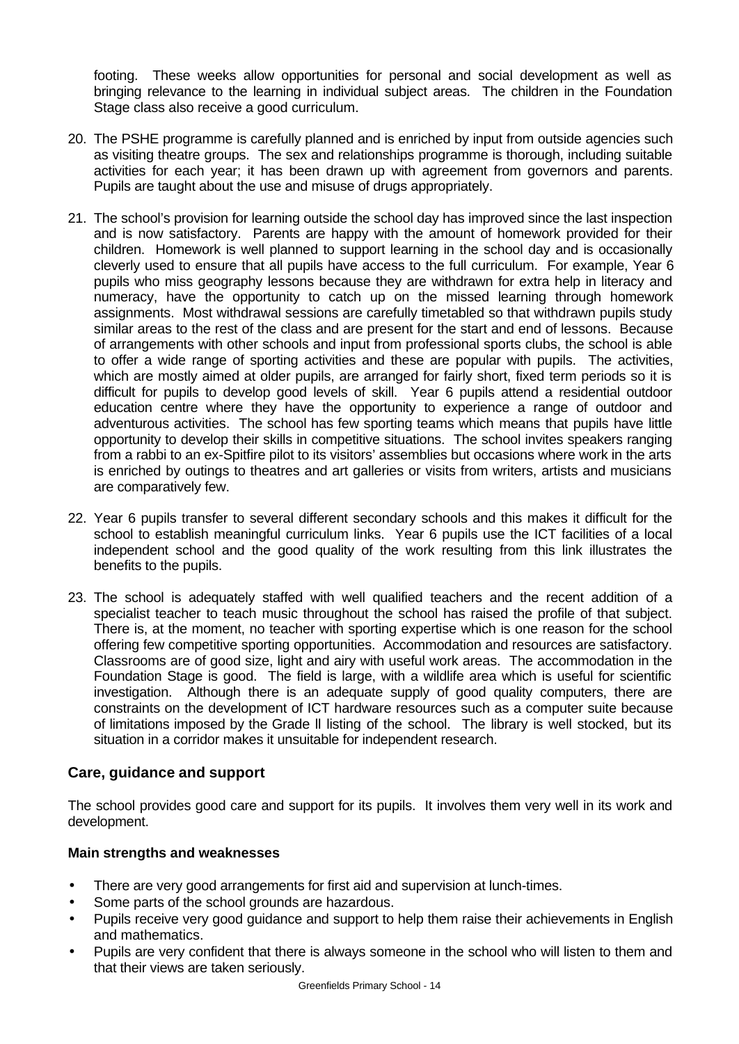footing. These weeks allow opportunities for personal and social development as well as bringing relevance to the learning in individual subject areas. The children in the Foundation Stage class also receive a good curriculum.

20. The PSHE programme is carefully planned and is enriched by input from outside agencies such as visiting theatre groups. The sex and relationships programme is thorough, including suitable activities for each year; it has been drawn up with agreement from governors and parents. Pupils are taught about the use and misuse of drugs appropriately.

21. The school's provision for learning outside the school day has improved since the last inspection and is now satisfactory. Parents are happy with the amount of homework provided for their children. Homework is well planned to support learning in the school day and is occasionally cleverly used to ensure that all pupils have access to the full curriculum. For example, Year 6 pupils who miss geography lessons because they are withdrawn for extra help in literacy and numeracy, have the opportunity to catch up on the missed learning through homework assignments. Most withdrawal sessions are carefully timetabled so that withdrawn pupils study similar areas to the rest of the class and are present for the start and end of lessons. Because of arrangements with other schools and input from professional sports clubs, the school is able to offer a wide range of sporting activities and these are popular with pupils. The activities, which are mostly aimed at older pupils, are arranged for fairly short, fixed term periods so it is difficult for pupils to develop good levels of skill. Year 6 pupils attend a residential outdoor education centre where they have the opportunity to experience a range of outdoor and adventurous activities. The school has few sporting teams which means that pupils have little opportunity to develop their skills in competitive situations. The school invites speakers ranging from a rabbi to an ex-Spitfire pilot to its visitors' assemblies but occasions where work in the arts is enriched by outings to theatres and art galleries or visits from writers, artists and musicians are comparatively few.

22. Year 6 pupils transfer to several different secondary schools and this makes it difficult for the school to establish meaningful curriculum links. Year 6 pupils use the ICT facilities of a local independent school and the good quality of the work resulting from this link illustrates the benefits to the pupils.

23. The school is adequately staffed with well qualified teachers and the recent addition of a specialist teacher to teach music throughout the school has raised the profile of that subject. There is, at the moment, no teacher with sporting expertise which is one reason for the school offering few competitive sporting opportunities. Accommodation and resources are satisfactory. Classrooms are of good size, light and airy with useful work areas. The accommodation in the Foundation Stage is good. The field is large, with a wildlife area which is useful for scientific investigation. Although there is an adequate supply of good quality computers, there are constraints on the development of ICT hardware resources such as a computer suite because of limitations imposed by the Grade ll listing of the school. The library is well stocked, but its situation in a corridor makes it unsuitable for independent research.

## Care, guidance and support

The school provides good care and support for its pupils. It involves them very well in its work and development.

### Main strengths and weaknesses

- There are very good arrangements for first aid and supervision at lunch-times.
- Some parts of the school grounds are hazardous.
- Pupils receive very good guidance and support to help them raise their achievements in English and mathematics.
- Pupils are very confident that there is always someone in the school who will listen to them and that their views are taken seriously.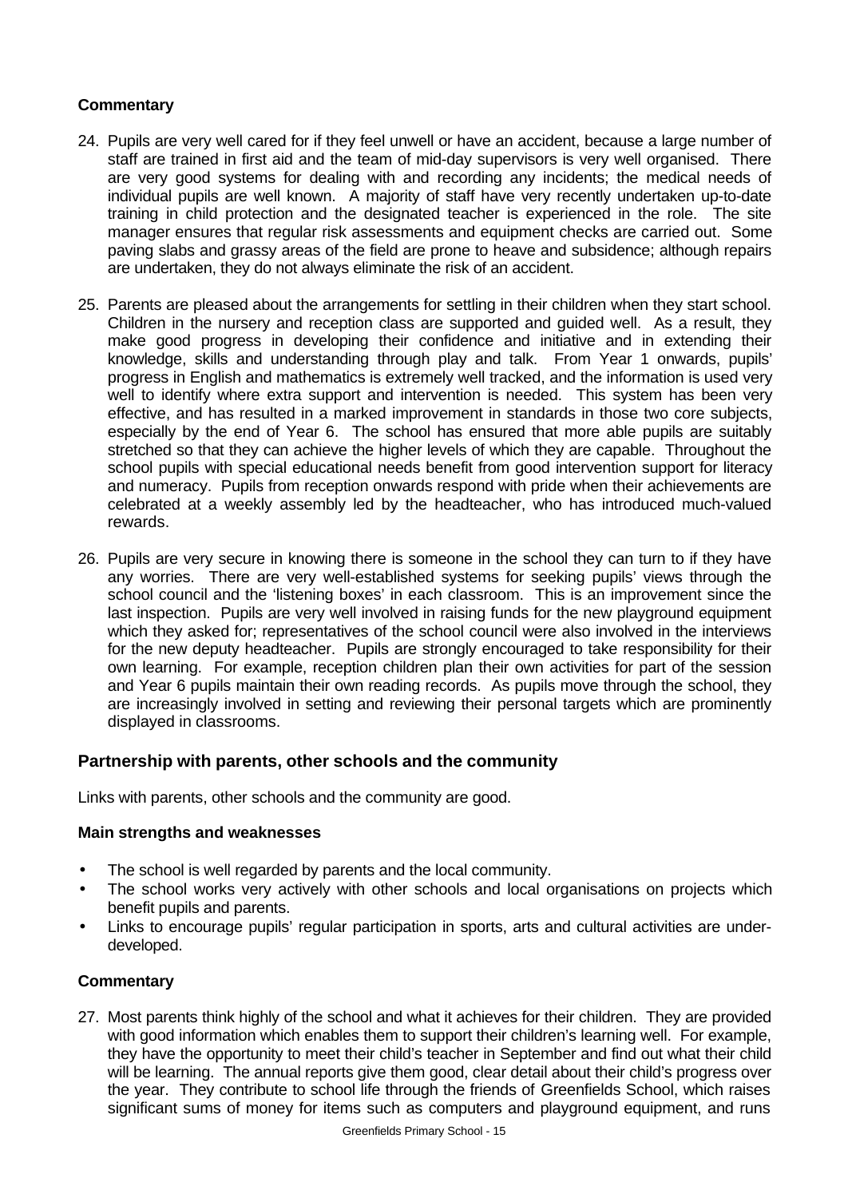### Commentary

24. Pupils are very well cared for if they feel unwell or have an accident, because a large number of staff are trained in first aid and the team of mid-day supervisors is very well organised. There are very good systems for dealing with and recording any incidents; the medical needs of individual pupils are well known. A majority of staff have very recently undertaken up-to-date training in child protection and the designated teacher is experienced in the role. The site manager ensures that regular risk assessments and equipment checks are carried out. Some paving slabs and grassy areas of the field are prone to heave and subsidence; although repairs are undertaken, they do not always eliminate the risk of an accident.

25. Parents are pleased about the arrangements for settling in their children when they start school. Children in the nursery and reception class are supported and guided well. As a result, they make good progress in developing their confidence and initiative and in extending their knowledge, skills and understanding through play and talk. From Year 1 onwards, pupils' progress in English and mathematics is extremely well tracked, and the information is used very well to identify where extra support and intervention is needed. This system has been very effective, and has resulted in a marked improvement in standards in those two core subjects, especially by the end of Year 6. The school has ensured that more able pupils are suitably stretched so that they can achieve the higher levels of which they are capable. Throughout the school pupils with special educational needs benefit from good intervention support for literacy and numeracy. Pupils from reception onwards respond with pride when their achievements are celebrated at a weekly assembly led by the headteacher, who has introduced much-valued rewards.

26. Pupils are very secure in knowing there is someone in the school they can turn to if they have any worries. There are very well-established systems for seeking pupils' views through the school council and the 'listening boxes' in each classroom. This is an improvement since the last inspection. Pupils are very well involved in raising funds for the new playground equipment which they asked for; representatives of the school council were also involved in the interviews for the new deputy headteacher. Pupils are strongly encouraged to take responsibility for their own learning. For example, reception children plan their own activities for part of the session and Year 6 pupils maintain their own reading records. As pupils move through the school, they are increasingly involved in setting and reviewing their personal targets which are prominently displayed in classrooms.

## Partnership with parents, other schools and the community

Links with parents, other schools and the community are good.

### Main strengths and weaknesses

- The school is well regarded by parents and the local community.
- The school works very actively with other schools and local organisations on projects which benefit pupils and parents.
- Links to encourage pupils' regular participation in sports, arts and cultural activities are under-developed.

### Commentary

27. Most parents think highly of the school and what it achieves for their children. They are provided with good information which enables them to support their children's learning well. For example, they have the opportunity to meet their child's teacher in September and find out what their child will be learning. The annual reports give them good, clear detail about their child's progress over the year. They contribute to school life through the friends of Greenfields School, which raises significant sums of money for items such as computers and playground equipment, and runs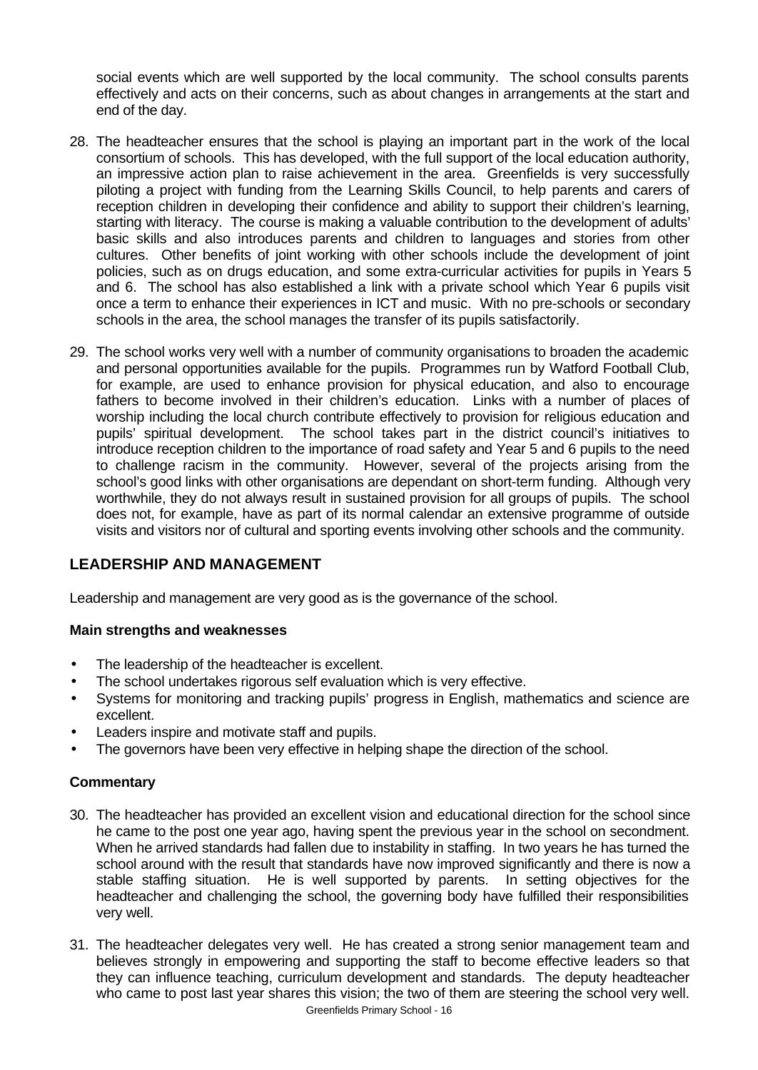social events which are well supported by the local community. The school consults parents effectively and acts on their concerns, such as about changes in arrangements at the start and end of the day.

28. The headteacher ensures that the school is playing an important part in the work of the local consortium of schools. This has developed, with the full support of the local education authority, an impressive action plan to raise achievement in the area. Greenfields is very successfully piloting a project with funding from the Learning Skills Council, to help parents and carers of reception children in developing their confidence and ability to support their children's learning, starting with literacy. The course is making a valuable contribution to the development of adults' basic skills and also introduces parents and children to languages and stories from other cultures. Other benefits of joint working with other schools include the development of joint policies, such as on drugs education, and some extra-curricular activities for pupils in Years 5 and 6. The school has also established a link with a private school which Year 6 pupils visit once a term to enhance their experiences in ICT and music. With no pre-schools or secondary schools in the area, the school manages the transfer of its pupils satisfactorily.

29. The school works very well with a number of community organisations to broaden the academic and personal opportunities available for the pupils. Programmes run by Watford Football Club, for example, are used to enhance provision for physical education, and also to encourage fathers to become involved in their children's education. Links with a number of places of worship including the local church contribute effectively to provision for religious education and pupils' spiritual development. The school takes part in the district council's initiatives to introduce reception children to the importance of road safety and Year 5 and 6 pupils to the need to challenge racism in the community. However, several of the projects arising from the school's good links with other organisations are dependant on short-term funding. Although very worthwhile, they do not always result in sustained provision for all groups of pupils. The school does not, for example, have as part of its normal calendar an extensive programme of outside visits and visitors nor of cultural and sporting events involving other schools and the community.

## LEADERSHIP AND MANAGEMENT

Leadership and management are very good as is the governance of the school.

### Main strengths and weaknesses

- The leadership of the headteacher is excellent.
- The school undertakes rigorous self evaluation which is very effective.
- Systems for monitoring and tracking pupils' progress in English, mathematics and science are excellent.
- Leaders inspire and motivate staff and pupils.
- The governors have been very effective in helping shape the direction of the school.

### Commentary

30. The headteacher has provided an excellent vision and educational direction for the school since he came to the post one year ago, having spent the previous year in the school on secondment. When he arrived standards had fallen due to instability in staffing. In two years he has turned the school around with the result that standards have now improved significantly and there is now a stable staffing situation. He is well supported by parents. In setting objectives for the headteacher and challenging the school, the governing body have fulfilled their responsibilities very well.

31. The headteacher delegates very well. He has created a strong senior management team and believes strongly in empowering and supporting the staff to become effective leaders so that they can influence teaching, curriculum development and standards. The deputy headteacher who came to post last year shares this vision; the two of them are steering the school very well.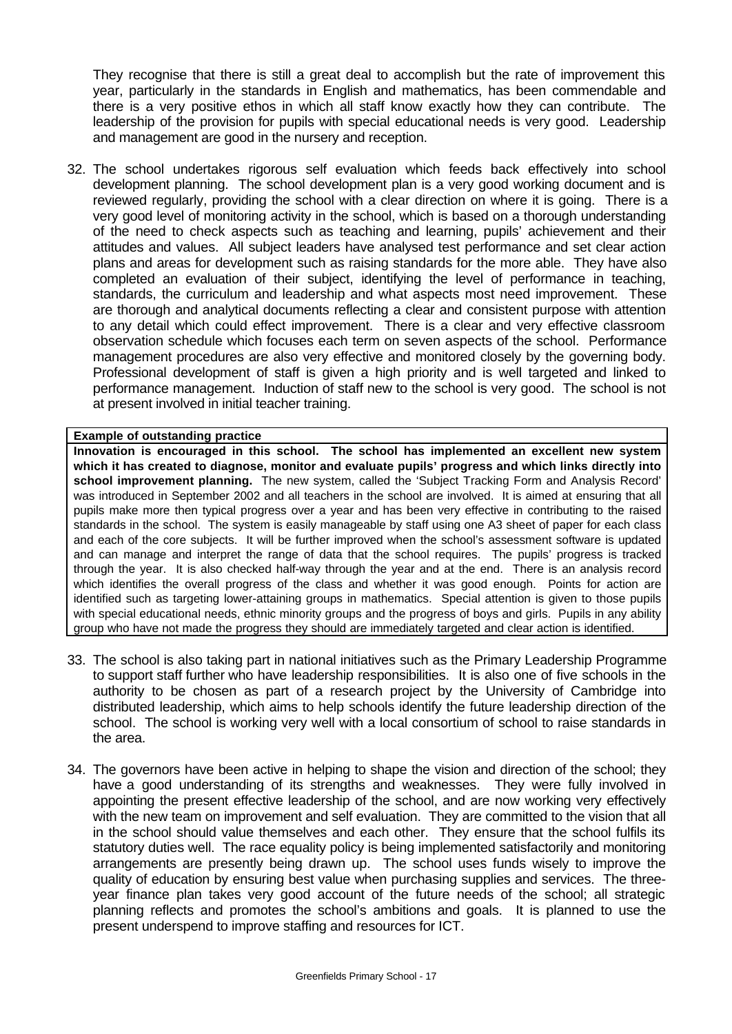They recognise that there is still a great deal to accomplish but the rate of improvement this year, particularly in the standards in English and mathematics, has been commendable and there is a very positive ethos in which all staff know exactly how they can contribute. The leadership of the provision for pupils with special educational needs is very good. Leadership and management are good in the nursery and reception.

32. The school undertakes rigorous self evaluation which feeds back effectively into school development planning. The school development plan is a very good working document and is reviewed regularly, providing the school with a clear direction on where it is going. There is a very good level of monitoring activity in the school, which is based on a thorough understanding of the need to check aspects such as teaching and learning, pupils' achievement and their attitudes and values. All subject leaders have analysed test performance and set clear action plans and areas for development such as raising standards for the more able. They have also completed an evaluation of their subject, identifying the level of performance in teaching, standards, the curriculum and leadership and what aspects most need improvement. These are thorough and analytical documents reflecting a clear and consistent purpose with attention to any detail which could effect improvement. There is a clear and very effective classroom observation schedule which focuses each term on seven aspects of the school. Performance management procedures are also very effective and monitored closely by the governing body. Professional development of staff is given a high priority and is well targeted and linked to performance management. Induction of staff new to the school is very good. The school is not at present involved in initial teacher training.

**Example of outstanding practice**

**Innovation is encouraged in this school. The school has implemented an excellent new system which it has created to diagnose, monitor and evaluate pupils' progress and which links directly into school improvement planning.** The new system, called the 'Subject Tracking Form and Analysis Record' was introduced in September 2002 and all teachers in the school are involved. It is aimed at ensuring that all pupils make more then typical progress over a year and has been very effective in contributing to the raised standards in the school. The system is easily manageable by staff using one A3 sheet of paper for each class and each of the core subjects. It will be further improved when the school's assessment software is updated and can manage and interpret the range of data that the school requires. The pupils' progress is tracked through the year. It is also checked half-way through the year and at the end. There is an analysis record which identifies the overall progress of the class and whether it was good enough. Points for action are identified such as targeting lower-attaining groups in mathematics. Special attention is given to those pupils with special educational needs, ethnic minority groups and the progress of boys and girls. Pupils in any ability group who have not made the progress they should are immediately targeted and clear action is identified.

33. The school is also taking part in national initiatives such as the Primary Leadership Programme to support staff further who have leadership responsibilities. It is also one of five schools in the authority to be chosen as part of a research project by the University of Cambridge into distributed leadership, which aims to help schools identify the future leadership direction of the school. The school is working very well with a local consortium of school to raise standards in the area.

34. The governors have been active in helping to shape the vision and direction of the school; they have a good understanding of its strengths and weaknesses. They were fully involved in appointing the present effective leadership of the school, and are now working very effectively with the new team on improvement and self evaluation. They are committed to the vision that all in the school should value themselves and each other. They ensure that the school fulfils its statutory duties well. The race equality policy is being implemented satisfactorily and monitoring arrangements are presently being drawn up. The school uses funds wisely to improve the quality of education by ensuring best value when purchasing supplies and services. The three-year finance plan takes very good account of the future needs of the school; all strategic planning reflects and promotes the school's ambitions and goals. It is planned to use the present underspend to improve staffing and resources for ICT.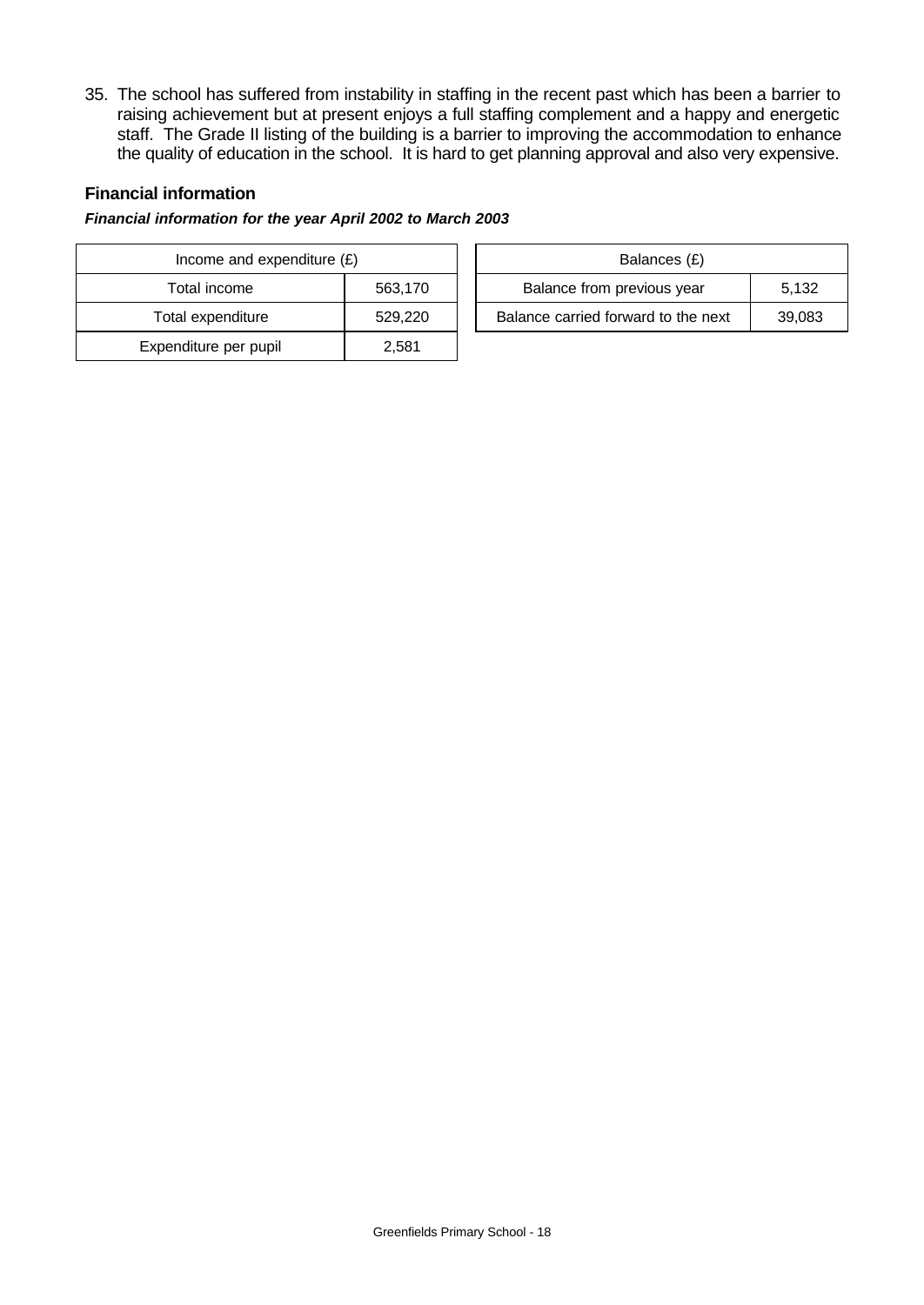35. The school has suffered from instability in staffing in the recent past which has been a barrier to raising achievement but at present enjoys a full staffing complement and a happy and energetic staff. The Grade II listing of the building is a barrier to improving the accommodation to enhance the quality of education in the school. It is hard to get planning approval and also very expensive.

### Financial information

***Financial information for the year April 2002 to March 2003***

| Income and expenditure (£) | |
|---|---|
| Total income | 563,170 |
| Total expenditure | 529,220 |
| Expenditure per pupil | 2,581 |

| Balances (£) | |
|---|---|
| Balance from previous year | 5,132 |
| Balance carried forward to the next | 39,083 |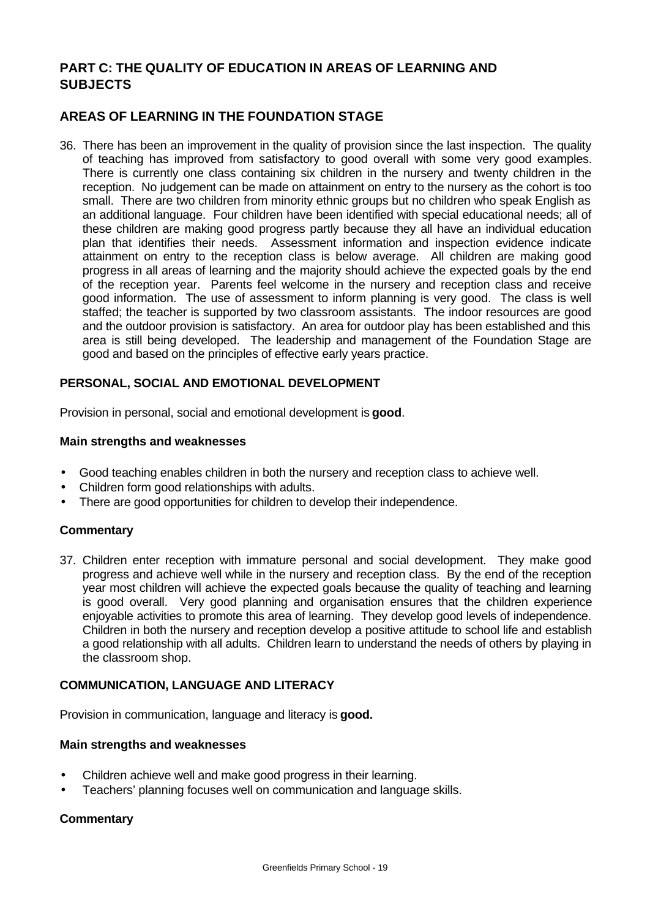## PART C: THE QUALITY OF EDUCATION IN AREAS OF LEARNING AND SUBJECTS

## AREAS OF LEARNING IN THE FOUNDATION STAGE

36. There has been an improvement in the quality of provision since the last inspection. The quality of teaching has improved from satisfactory to good overall with some very good examples. There is currently one class containing six children in the nursery and twenty children in the reception. No judgement can be made on attainment on entry to the nursery as the cohort is too small. There are two children from minority ethnic groups but no children who speak English as an additional language. Four children have been identified with special educational needs; all of these children are making good progress partly because they all have an individual education plan that identifies their needs. Assessment information and inspection evidence indicate attainment on entry to the reception class is below average. All children are making good progress in all areas of learning and the majority should achieve the expected goals by the end of the reception year. Parents feel welcome in the nursery and reception class and receive good information. The use of assessment to inform planning is very good. The class is well staffed; the teacher is supported by two classroom assistants. The indoor resources are good and the outdoor provision is satisfactory. An area for outdoor play has been established and this area is still being developed. The leadership and management of the Foundation Stage are good and based on the principles of effective early years practice.

### PERSONAL, SOCIAL AND EMOTIONAL DEVELOPMENT

Provision in personal, social and emotional development is **good**.

#### Main strengths and weaknesses

- Good teaching enables children in both the nursery and reception class to achieve well.
- Children form good relationships with adults.
- There are good opportunities for children to develop their independence.

#### Commentary

37. Children enter reception with immature personal and social development. They make good progress and achieve well while in the nursery and reception class. By the end of the reception year most children will achieve the expected goals because the quality of teaching and learning is good overall. Very good planning and organisation ensures that the children experience enjoyable activities to promote this area of learning. They develop good levels of independence. Children in both the nursery and reception develop a positive attitude to school life and establish a good relationship with all adults. Children learn to understand the needs of others by playing in the classroom shop.

### COMMUNICATION, LANGUAGE AND LITERACY

Provision in communication, language and literacy is **good.**

#### Main strengths and weaknesses

- Children achieve well and make good progress in their learning.
- Teachers' planning focuses well on communication and language skills.

#### Commentary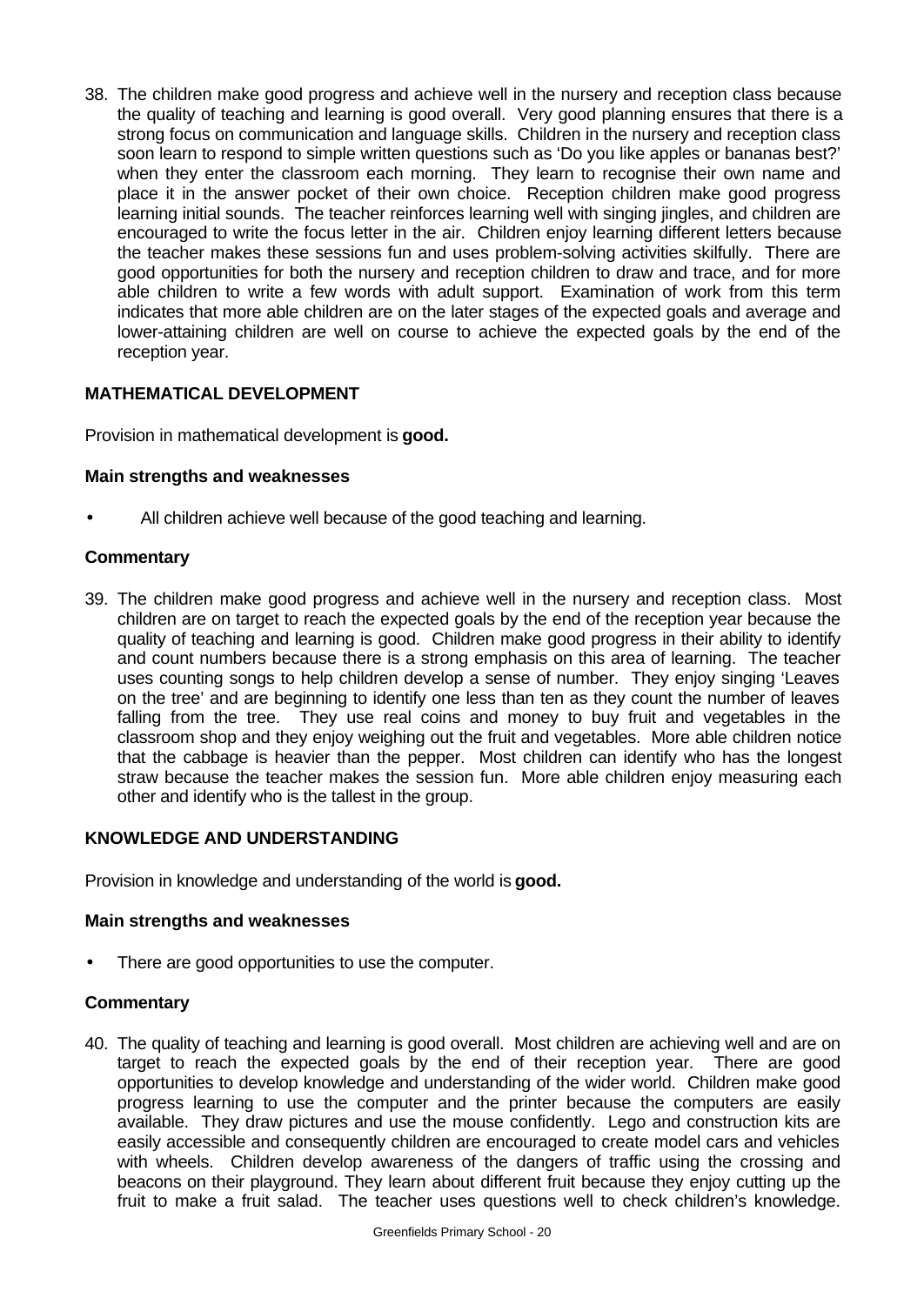38. The children make good progress and achieve well in the nursery and reception class because the quality of teaching and learning is good overall. Very good planning ensures that there is a strong focus on communication and language skills. Children in the nursery and reception class soon learn to respond to simple written questions such as 'Do you like apples or bananas best?' when they enter the classroom each morning. They learn to recognise their own name and place it in the answer pocket of their own choice. Reception children make good progress learning initial sounds. The teacher reinforces learning well with singing jingles, and children are encouraged to write the focus letter in the air. Children enjoy learning different letters because the teacher makes these sessions fun and uses problem-solving activities skilfully. There are good opportunities for both the nursery and reception children to draw and trace, and for more able children to write a few words with adult support. Examination of work from this term indicates that more able children are on the later stages of the expected goals and average and lower-attaining children are well on course to achieve the expected goals by the end of the reception year.

**MATHEMATICAL DEVELOPMENT**

Provision in mathematical development is **good.**

**Main strengths and weaknesses**

- All children achieve well because of the good teaching and learning.

**Commentary**

39. The children make good progress and achieve well in the nursery and reception class. Most children are on target to reach the expected goals by the end of the reception year because the quality of teaching and learning is good. Children make good progress in their ability to identify and count numbers because there is a strong emphasis on this area of learning. The teacher uses counting songs to help children develop a sense of number. They enjoy singing 'Leaves on the tree' and are beginning to identify one less than ten as they count the number of leaves falling from the tree. They use real coins and money to buy fruit and vegetables in the classroom shop and they enjoy weighing out the fruit and vegetables. More able children notice that the cabbage is heavier than the pepper. Most children can identify who has the longest straw because the teacher makes the session fun. More able children enjoy measuring each other and identify who is the tallest in the group.

**KNOWLEDGE AND UNDERSTANDING**

Provision in knowledge and understanding of the world is **good.**

**Main strengths and weaknesses**

- There are good opportunities to use the computer.

**Commentary**

40. The quality of teaching and learning is good overall. Most children are achieving well and are on target to reach the expected goals by the end of their reception year. There are good opportunities to develop knowledge and understanding of the wider world. Children make good progress learning to use the computer and the printer because the computers are easily available. They draw pictures and use the mouse confidently. Lego and construction kits are easily accessible and consequently children are encouraged to create model cars and vehicles with wheels. Children develop awareness of the dangers of traffic using the crossing and beacons on their playground. They learn about different fruit because they enjoy cutting up the fruit to make a fruit salad. The teacher uses questions well to check children's knowledge.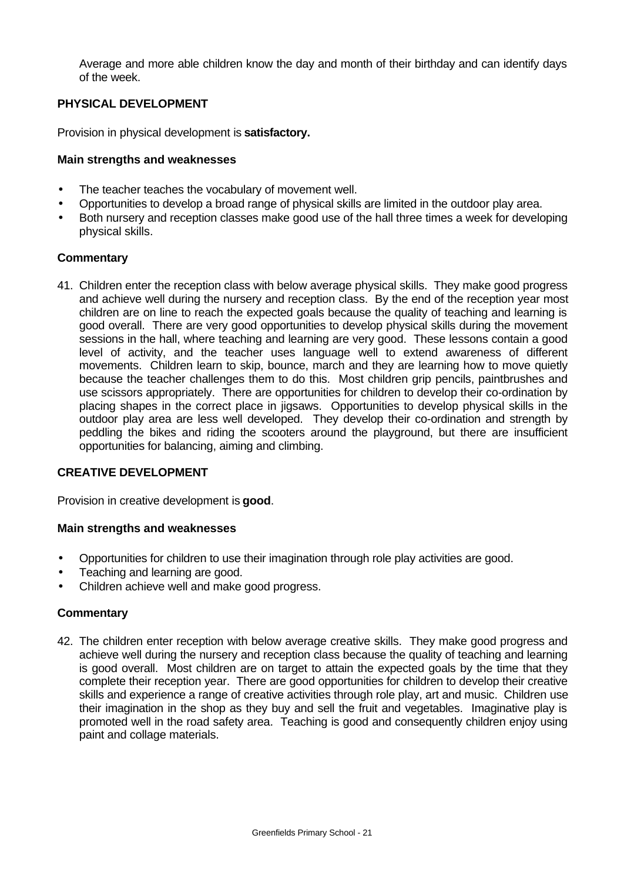Average and more able children know the day and month of their birthday and can identify days of the week.

### PHYSICAL DEVELOPMENT

Provision in physical development is **satisfactory.**

#### Main strengths and weaknesses

- The teacher teaches the vocabulary of movement well.
- Opportunities to develop a broad range of physical skills are limited in the outdoor play area.
- Both nursery and reception classes make good use of the hall three times a week for developing physical skills.

#### Commentary

41. Children enter the reception class with below average physical skills. They make good progress and achieve well during the nursery and reception class. By the end of the reception year most children are on line to reach the expected goals because the quality of teaching and learning is good overall. There are very good opportunities to develop physical skills during the movement sessions in the hall, where teaching and learning are very good. These lessons contain a good level of activity, and the teacher uses language well to extend awareness of different movements. Children learn to skip, bounce, march and they are learning how to move quietly because the teacher challenges them to do this. Most children grip pencils, paintbrushes and use scissors appropriately. There are opportunities for children to develop their co-ordination by placing shapes in the correct place in jigsaws. Opportunities to develop physical skills in the outdoor play area are less well developed. They develop their co-ordination and strength by peddling the bikes and riding the scooters around the playground, but there are insufficient opportunities for balancing, aiming and climbing.

### CREATIVE DEVELOPMENT

Provision in creative development is **good**.

#### Main strengths and weaknesses

- Opportunities for children to use their imagination through role play activities are good.
- Teaching and learning are good.
- Children achieve well and make good progress.

#### Commentary

42. The children enter reception with below average creative skills. They make good progress and achieve well during the nursery and reception class because the quality of teaching and learning is good overall. Most children are on target to attain the expected goals by the time that they complete their reception year. There are good opportunities for children to develop their creative skills and experience a range of creative activities through role play, art and music. Children use their imagination in the shop as they buy and sell the fruit and vegetables. Imaginative play is promoted well in the road safety area. Teaching is good and consequently children enjoy using paint and collage materials.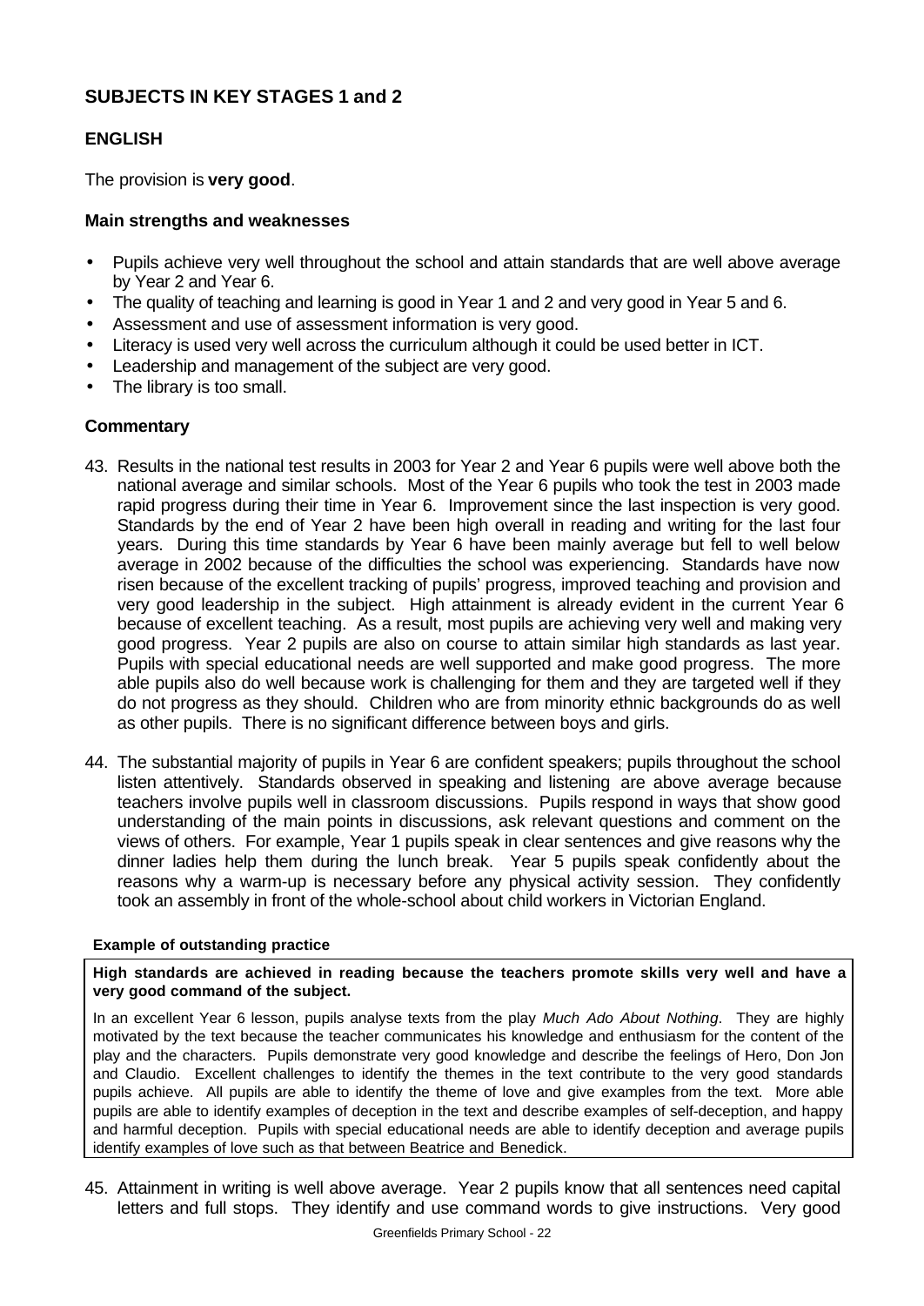## SUBJECTS IN KEY STAGES 1 and 2

### ENGLISH

The provision is **very good**.

**Main strengths and weaknesses**

- Pupils achieve very well throughout the school and attain standards that are well above average by Year 2 and Year 6.
- The quality of teaching and learning is good in Year 1 and 2 and very good in Year 5 and 6.
- Assessment and use of assessment information is very good.
- Literacy is used very well across the curriculum although it could be used better in ICT.
- Leadership and management of the subject are very good.
- The library is too small.

**Commentary**

43. Results in the national test results in 2003 for Year 2 and Year 6 pupils were well above both the national average and similar schools. Most of the Year 6 pupils who took the test in 2003 made rapid progress during their time in Year 6. Improvement since the last inspection is very good. Standards by the end of Year 2 have been high overall in reading and writing for the last four years. During this time standards by Year 6 have been mainly average but fell to well below average in 2002 because of the difficulties the school was experiencing. Standards have now risen because of the excellent tracking of pupils' progress, improved teaching and provision and very good leadership in the subject. High attainment is already evident in the current Year 6 because of excellent teaching. As a result, most pupils are achieving very well and making very good progress. Year 2 pupils are also on course to attain similar high standards as last year. Pupils with special educational needs are well supported and make good progress. The more able pupils also do well because work is challenging for them and they are targeted well if they do not progress as they should. Children who are from minority ethnic backgrounds do as well as other pupils. There is no significant difference between boys and girls.

44. The substantial majority of pupils in Year 6 are confident speakers; pupils throughout the school listen attentively. Standards observed in speaking and listening are above average because teachers involve pupils well in classroom discussions. Pupils respond in ways that show good understanding of the main points in discussions, ask relevant questions and comment on the views of others. For example, Year 1 pupils speak in clear sentences and give reasons why the dinner ladies help them during the lunch break. Year 5 pupils speak confidently about the reasons why a warm-up is necessary before any physical activity session. They confidently took an assembly in front of the whole-school about child workers in Victorian England.

**Example of outstanding practice**

**High standards are achieved in reading because the teachers promote skills very well and have a very good command of the subject.**

In an excellent Year 6 lesson, pupils analyse texts from the play *Much Ado About Nothing*. They are highly motivated by the text because the teacher communicates his knowledge and enthusiasm for the content of the play and the characters. Pupils demonstrate very good knowledge and describe the feelings of Hero, Don Jon and Claudio. Excellent challenges to identify the themes in the text contribute to the very good standards pupils achieve. All pupils are able to identify the theme of love and give examples from the text. More able pupils are able to identify examples of deception in the text and describe examples of self-deception, and happy and harmful deception. Pupils with special educational needs are able to identify deception and average pupils identify examples of love such as that between Beatrice and Benedick.

45. Attainment in writing is well above average. Year 2 pupils know that all sentences need capital letters and full stops. They identify and use command words to give instructions. Very good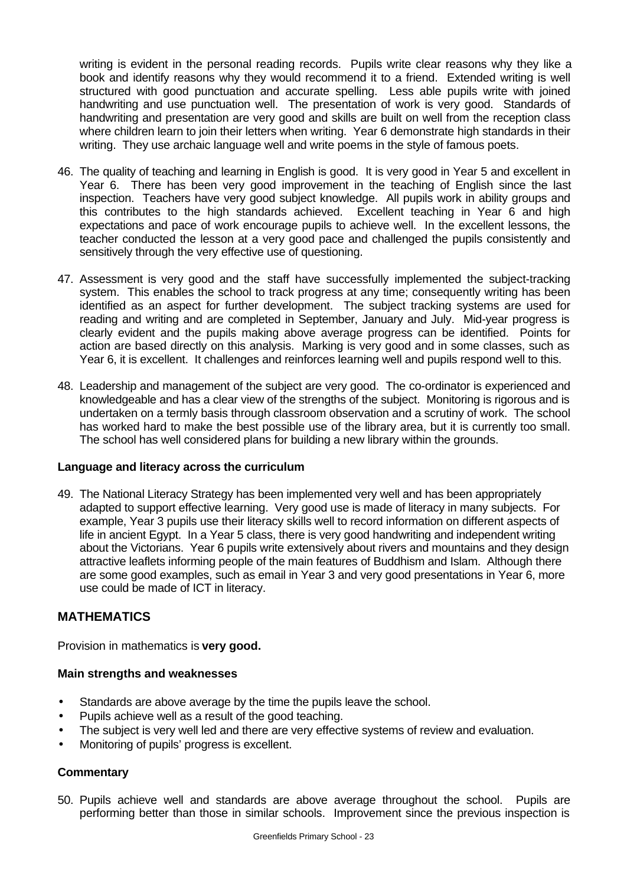writing is evident in the personal reading records. Pupils write clear reasons why they like a book and identify reasons why they would recommend it to a friend. Extended writing is well structured with good punctuation and accurate spelling. Less able pupils write with joined handwriting and use punctuation well. The presentation of work is very good. Standards of handwriting and presentation are very good and skills are built on well from the reception class where children learn to join their letters when writing. Year 6 demonstrate high standards in their writing. They use archaic language well and write poems in the style of famous poets.

46. The quality of teaching and learning in English is good. It is very good in Year 5 and excellent in Year 6. There has been very good improvement in the teaching of English since the last inspection. Teachers have very good subject knowledge. All pupils work in ability groups and this contributes to the high standards achieved. Excellent teaching in Year 6 and high expectations and pace of work encourage pupils to achieve well. In the excellent lessons, the teacher conducted the lesson at a very good pace and challenged the pupils consistently and sensitively through the very effective use of questioning.

47. Assessment is very good and the staff have successfully implemented the subject-tracking system. This enables the school to track progress at any time; consequently writing has been identified as an aspect for further development. The subject tracking systems are used for reading and writing and are completed in September, January and July. Mid-year progress is clearly evident and the pupils making above average progress can be identified. Points for action are based directly on this analysis. Marking is very good and in some classes, such as Year 6, it is excellent. It challenges and reinforces learning well and pupils respond well to this.

48. Leadership and management of the subject are very good. The co-ordinator is experienced and knowledgeable and has a clear view of the strengths of the subject. Monitoring is rigorous and is undertaken on a termly basis through classroom observation and a scrutiny of work. The school has worked hard to make the best possible use of the library area, but it is currently too small. The school has well considered plans for building a new library within the grounds.

**Language and literacy across the curriculum**

49. The National Literacy Strategy has been implemented very well and has been appropriately adapted to support effective learning. Very good use is made of literacy in many subjects. For example, Year 3 pupils use their literacy skills well to record information on different aspects of life in ancient Egypt. In a Year 5 class, there is very good handwriting and independent writing about the Victorians. Year 6 pupils write extensively about rivers and mountains and they design attractive leaflets informing people of the main features of Buddhism and Islam. Although there are some good examples, such as email in Year 3 and very good presentations in Year 6, more use could be made of ICT in literacy.

## MATHEMATICS

Provision in mathematics is **very good.**

**Main strengths and weaknesses**

- Standards are above average by the time the pupils leave the school.
- Pupils achieve well as a result of the good teaching.
- The subject is very well led and there are very effective systems of review and evaluation.
- Monitoring of pupils' progress is excellent.

**Commentary**

50. Pupils achieve well and standards are above average throughout the school. Pupils are performing better than those in similar schools. Improvement since the previous inspection is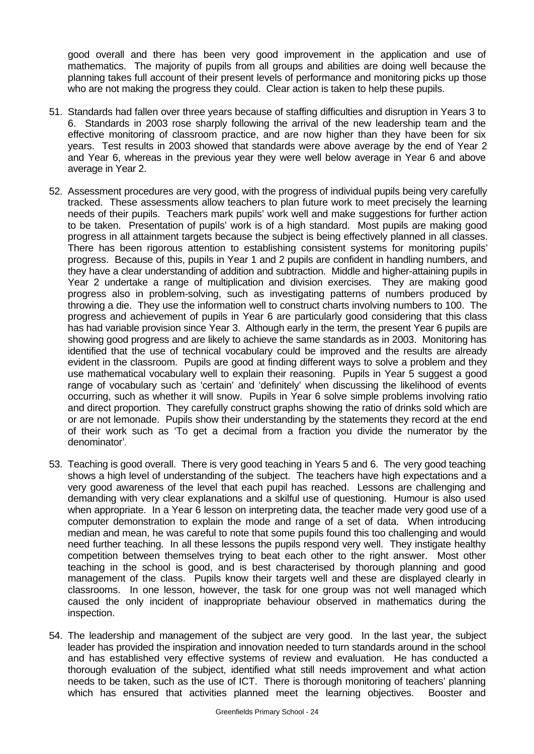good overall and there has been very good improvement in the application and use of mathematics. The majority of pupils from all groups and abilities are doing well because the planning takes full account of their present levels of performance and monitoring picks up those who are not making the progress they could. Clear action is taken to help these pupils.

51. Standards had fallen over three years because of staffing difficulties and disruption in Years 3 to 6. Standards in 2003 rose sharply following the arrival of the new leadership team and the effective monitoring of classroom practice, and are now higher than they have been for six years. Test results in 2003 showed that standards were above average by the end of Year 2 and Year 6, whereas in the previous year they were well below average in Year 6 and above average in Year 2.

52. Assessment procedures are very good, with the progress of individual pupils being very carefully tracked. These assessments allow teachers to plan future work to meet precisely the learning needs of their pupils. Teachers mark pupils' work well and make suggestions for further action to be taken. Presentation of pupils' work is of a high standard. Most pupils are making good progress in all attainment targets because the subject is being effectively planned in all classes. There has been rigorous attention to establishing consistent systems for monitoring pupils' progress. Because of this, pupils in Year 1 and 2 pupils are confident in handling numbers, and they have a clear understanding of addition and subtraction. Middle and higher-attaining pupils in Year 2 undertake a range of multiplication and division exercises. They are making good progress also in problem-solving, such as investigating patterns of numbers produced by throwing a die. They use the information well to construct charts involving numbers to 100. The progress and achievement of pupils in Year 6 are particularly good considering that this class has had variable provision since Year 3. Although early in the term, the present Year 6 pupils are showing good progress and are likely to achieve the same standards as in 2003. Monitoring has identified that the use of technical vocabulary could be improved and the results are already evident in the classroom. Pupils are good at finding different ways to solve a problem and they use mathematical vocabulary well to explain their reasoning. Pupils in Year 5 suggest a good range of vocabulary such as 'certain' and 'definitely' when discussing the likelihood of events occurring, such as whether it will snow. Pupils in Year 6 solve simple problems involving ratio and direct proportion. They carefully construct graphs showing the ratio of drinks sold which are or are not lemonade. Pupils show their understanding by the statements they record at the end of their work such as 'To get a decimal from a fraction you divide the numerator by the denominator'.

53. Teaching is good overall. There is very good teaching in Years 5 and 6. The very good teaching shows a high level of understanding of the subject. The teachers have high expectations and a very good awareness of the level that each pupil has reached. Lessons are challenging and demanding with very clear explanations and a skilful use of questioning. Humour is also used when appropriate. In a Year 6 lesson on interpreting data, the teacher made very good use of a computer demonstration to explain the mode and range of a set of data. When introducing median and mean, he was careful to note that some pupils found this too challenging and would need further teaching. In all these lessons the pupils respond very well. They instigate healthy competition between themselves trying to beat each other to the right answer. Most other teaching in the school is good, and is best characterised by thorough planning and good management of the class. Pupils know their targets well and these are displayed clearly in classrooms. In one lesson, however, the task for one group was not well managed which caused the only incident of inappropriate behaviour observed in mathematics during the inspection.

54. The leadership and management of the subject are very good. In the last year, the subject leader has provided the inspiration and innovation needed to turn standards around in the school and has established very effective systems of review and evaluation. He has conducted a thorough evaluation of the subject, identified what still needs improvement and what action needs to be taken, such as the use of ICT. There is thorough monitoring of teachers' planning which has ensured that activities planned meet the learning objectives. Booster and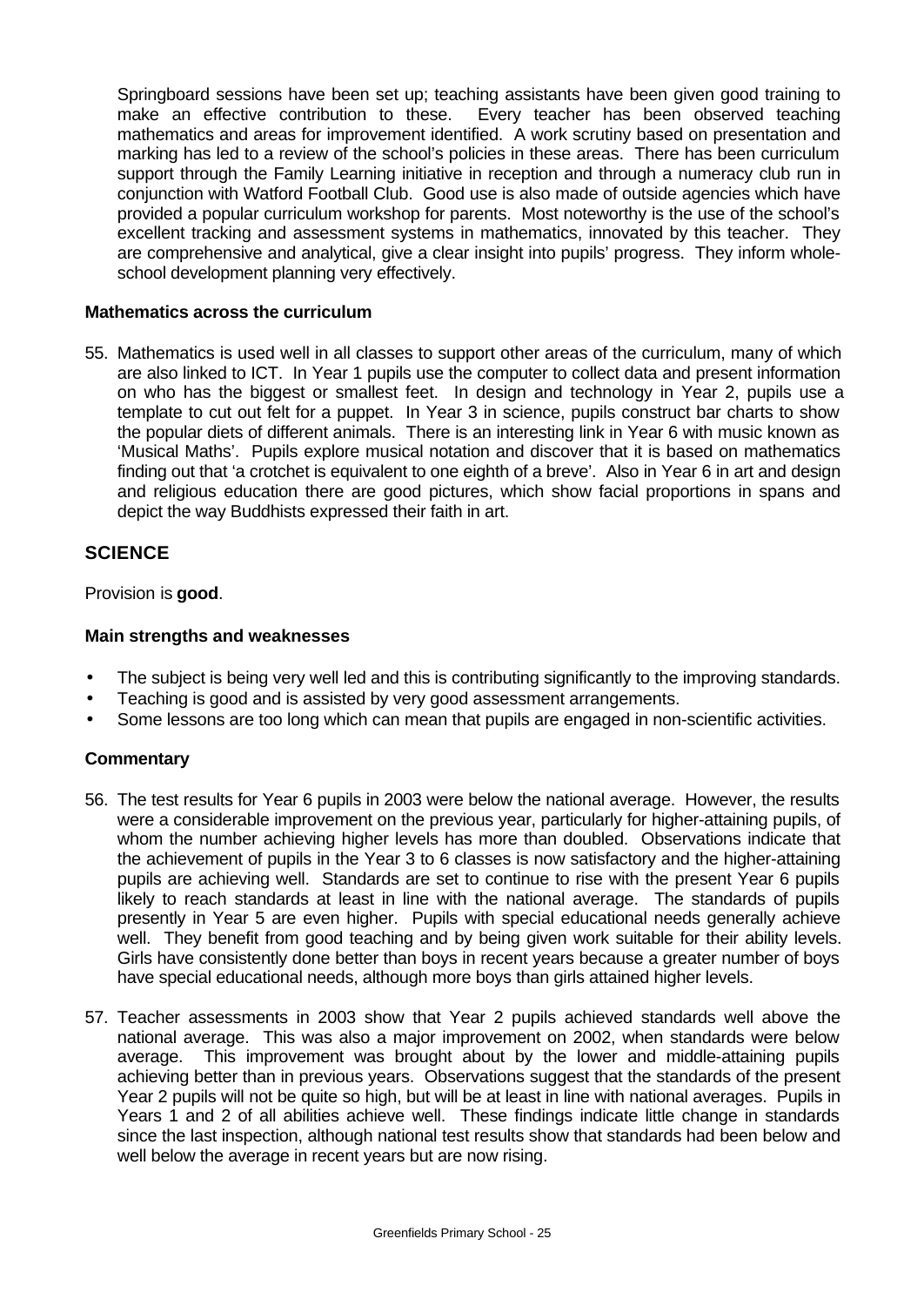Springboard sessions have been set up; teaching assistants have been given good training to make an effective contribution to these. Every teacher has been observed teaching mathematics and areas for improvement identified. A work scrutiny based on presentation and marking has led to a review of the school's policies in these areas. There has been curriculum support through the Family Learning initiative in reception and through a numeracy club run in conjunction with Watford Football Club. Good use is also made of outside agencies which have provided a popular curriculum workshop for parents. Most noteworthy is the use of the school's excellent tracking and assessment systems in mathematics, innovated by this teacher. They are comprehensive and analytical, give a clear insight into pupils' progress. They inform whole-school development planning very effectively.

**Mathematics across the curriculum**

55. Mathematics is used well in all classes to support other areas of the curriculum, many of which are also linked to ICT. In Year 1 pupils use the computer to collect data and present information on who has the biggest or smallest feet. In design and technology in Year 2, pupils use a template to cut out felt for a puppet. In Year 3 in science, pupils construct bar charts to show the popular diets of different animals. There is an interesting link in Year 6 with music known as 'Musical Maths'. Pupils explore musical notation and discover that it is based on mathematics finding out that 'a crotchet is equivalent to one eighth of a breve'. Also in Year 6 in art and design and religious education there are good pictures, which show facial proportions in spans and depict the way Buddhists expressed their faith in art.

## SCIENCE

Provision is **good**.

**Main strengths and weaknesses**

- The subject is being very well led and this is contributing significantly to the improving standards.
- Teaching is good and is assisted by very good assessment arrangements.
- Some lessons are too long which can mean that pupils are engaged in non-scientific activities.

**Commentary**

56. The test results for Year 6 pupils in 2003 were below the national average. However, the results were a considerable improvement on the previous year, particularly for higher-attaining pupils, of whom the number achieving higher levels has more than doubled. Observations indicate that the achievement of pupils in the Year 3 to 6 classes is now satisfactory and the higher-attaining pupils are achieving well. Standards are set to continue to rise with the present Year 6 pupils likely to reach standards at least in line with the national average. The standards of pupils presently in Year 5 are even higher. Pupils with special educational needs generally achieve well. They benefit from good teaching and by being given work suitable for their ability levels. Girls have consistently done better than boys in recent years because a greater number of boys have special educational needs, although more boys than girls attained higher levels.

57. Teacher assessments in 2003 show that Year 2 pupils achieved standards well above the national average. This was also a major improvement on 2002, when standards were below average. This improvement was brought about by the lower and middle-attaining pupils achieving better than in previous years. Observations suggest that the standards of the present Year 2 pupils will not be quite so high, but will be at least in line with national averages. Pupils in Years 1 and 2 of all abilities achieve well. These findings indicate little change in standards since the last inspection, although national test results show that standards had been below and well below the average in recent years but are now rising.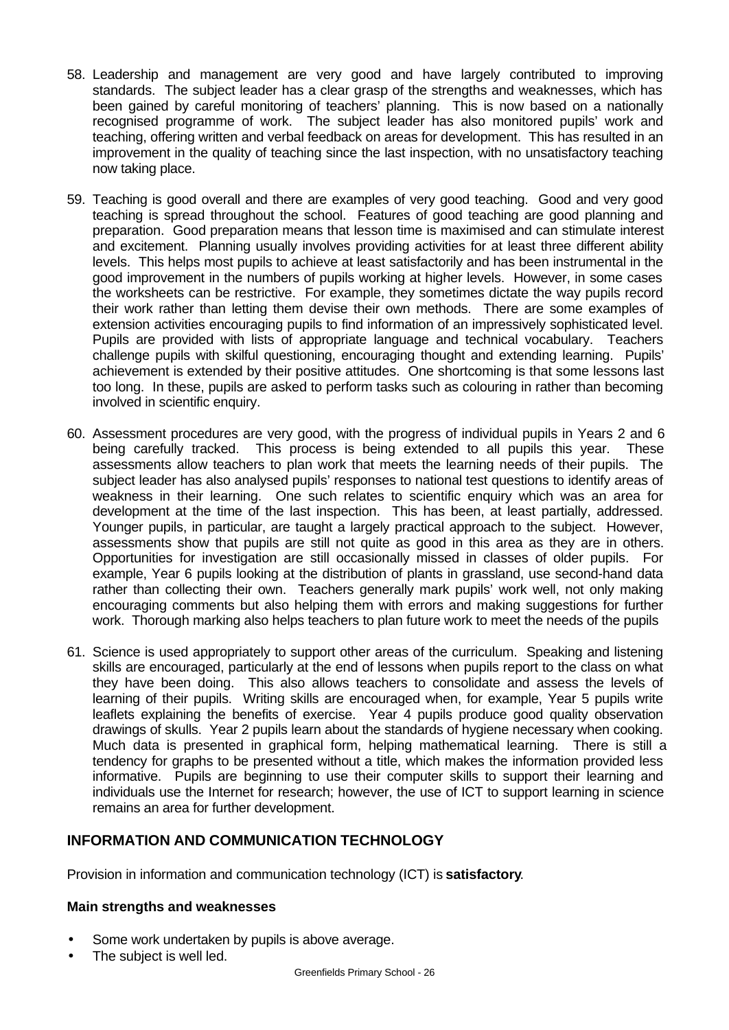58. Leadership and management are very good and have largely contributed to improving standards. The subject leader has a clear grasp of the strengths and weaknesses, which has been gained by careful monitoring of teachers' planning. This is now based on a nationally recognised programme of work. The subject leader has also monitored pupils' work and teaching, offering written and verbal feedback on areas for development. This has resulted in an improvement in the quality of teaching since the last inspection, with no unsatisfactory teaching now taking place.

59. Teaching is good overall and there are examples of very good teaching. Good and very good teaching is spread throughout the school. Features of good teaching are good planning and preparation. Good preparation means that lesson time is maximised and can stimulate interest and excitement. Planning usually involves providing activities for at least three different ability levels. This helps most pupils to achieve at least satisfactorily and has been instrumental in the good improvement in the numbers of pupils working at higher levels. However, in some cases the worksheets can be restrictive. For example, they sometimes dictate the way pupils record their work rather than letting them devise their own methods. There are some examples of extension activities encouraging pupils to find information of an impressively sophisticated level. Pupils are provided with lists of appropriate language and technical vocabulary. Teachers challenge pupils with skilful questioning, encouraging thought and extending learning. Pupils' achievement is extended by their positive attitudes. One shortcoming is that some lessons last too long. In these, pupils are asked to perform tasks such as colouring in rather than becoming involved in scientific enquiry.

60. Assessment procedures are very good, with the progress of individual pupils in Years 2 and 6 being carefully tracked. This process is being extended to all pupils this year. These assessments allow teachers to plan work that meets the learning needs of their pupils. The subject leader has also analysed pupils' responses to national test questions to identify areas of weakness in their learning. One such relates to scientific enquiry which was an area for development at the time of the last inspection. This has been, at least partially, addressed. Younger pupils, in particular, are taught a largely practical approach to the subject. However, assessments show that pupils are still not quite as good in this area as they are in others. Opportunities for investigation are still occasionally missed in classes of older pupils. For example, Year 6 pupils looking at the distribution of plants in grassland, use second-hand data rather than collecting their own. Teachers generally mark pupils' work well, not only making encouraging comments but also helping them with errors and making suggestions for further work. Thorough marking also helps teachers to plan future work to meet the needs of the pupils

61. Science is used appropriately to support other areas of the curriculum. Speaking and listening skills are encouraged, particularly at the end of lessons when pupils report to the class on what they have been doing. This also allows teachers to consolidate and assess the levels of learning of their pupils. Writing skills are encouraged when, for example, Year 5 pupils write leaflets explaining the benefits of exercise. Year 4 pupils produce good quality observation drawings of skulls. Year 2 pupils learn about the standards of hygiene necessary when cooking. Much data is presented in graphical form, helping mathematical learning. There is still a tendency for graphs to be presented without a title, which makes the information provided less informative. Pupils are beginning to use their computer skills to support their learning and individuals use the Internet for research; however, the use of ICT to support learning in science remains an area for further development.

## INFORMATION AND COMMUNICATION TECHNOLOGY

Provision in information and communication technology (ICT) is **satisfactory**.

### Main strengths and weaknesses

- Some work undertaken by pupils is above average.
- The subject is well led.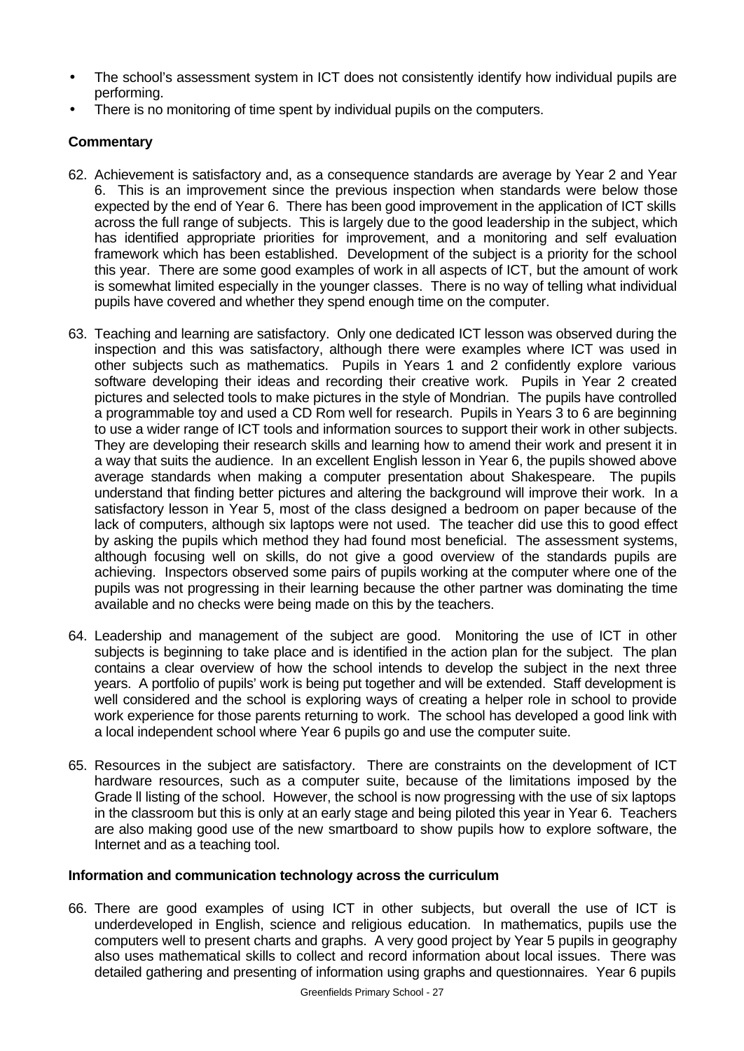- The school's assessment system in ICT does not consistently identify how individual pupils are performing.
- There is no monitoring of time spent by individual pupils on the computers.

**Commentary**

62. Achievement is satisfactory and, as a consequence standards are average by Year 2 and Year 6. This is an improvement since the previous inspection when standards were below those expected by the end of Year 6. There has been good improvement in the application of ICT skills across the full range of subjects. This is largely due to the good leadership in the subject, which has identified appropriate priorities for improvement, and a monitoring and self evaluation framework which has been established. Development of the subject is a priority for the school this year. There are some good examples of work in all aspects of ICT, but the amount of work is somewhat limited especially in the younger classes. There is no way of telling what individual pupils have covered and whether they spend enough time on the computer.

63. Teaching and learning are satisfactory. Only one dedicated ICT lesson was observed during the inspection and this was satisfactory, although there were examples where ICT was used in other subjects such as mathematics. Pupils in Years 1 and 2 confidently explore various software developing their ideas and recording their creative work. Pupils in Year 2 created pictures and selected tools to make pictures in the style of Mondrian. The pupils have controlled a programmable toy and used a CD Rom well for research. Pupils in Years 3 to 6 are beginning to use a wider range of ICT tools and information sources to support their work in other subjects. They are developing their research skills and learning how to amend their work and present it in a way that suits the audience. In an excellent English lesson in Year 6, the pupils showed above average standards when making a computer presentation about Shakespeare. The pupils understand that finding better pictures and altering the background will improve their work. In a satisfactory lesson in Year 5, most of the class designed a bedroom on paper because of the lack of computers, although six laptops were not used. The teacher did use this to good effect by asking the pupils which method they had found most beneficial. The assessment systems, although focusing well on skills, do not give a good overview of the standards pupils are achieving. Inspectors observed some pairs of pupils working at the computer where one of the pupils was not progressing in their learning because the other partner was dominating the time available and no checks were being made on this by the teachers.

64. Leadership and management of the subject are good. Monitoring the use of ICT in other subjects is beginning to take place and is identified in the action plan for the subject. The plan contains a clear overview of how the school intends to develop the subject in the next three years. A portfolio of pupils' work is being put together and will be extended. Staff development is well considered and the school is exploring ways of creating a helper role in school to provide work experience for those parents returning to work. The school has developed a good link with a local independent school where Year 6 pupils go and use the computer suite.

65. Resources in the subject are satisfactory. There are constraints on the development of ICT hardware resources, such as a computer suite, because of the limitations imposed by the Grade ll listing of the school. However, the school is now progressing with the use of six laptops in the classroom but this is only at an early stage and being piloted this year in Year 6. Teachers are also making good use of the new smartboard to show pupils how to explore software, the Internet and as a teaching tool.

**Information and communication technology across the curriculum**

66. There are good examples of using ICT in other subjects, but overall the use of ICT is underdeveloped in English, science and religious education. In mathematics, pupils use the computers well to present charts and graphs. A very good project by Year 5 pupils in geography also uses mathematical skills to collect and record information about local issues. There was detailed gathering and presenting of information using graphs and questionnaires. Year 6 pupils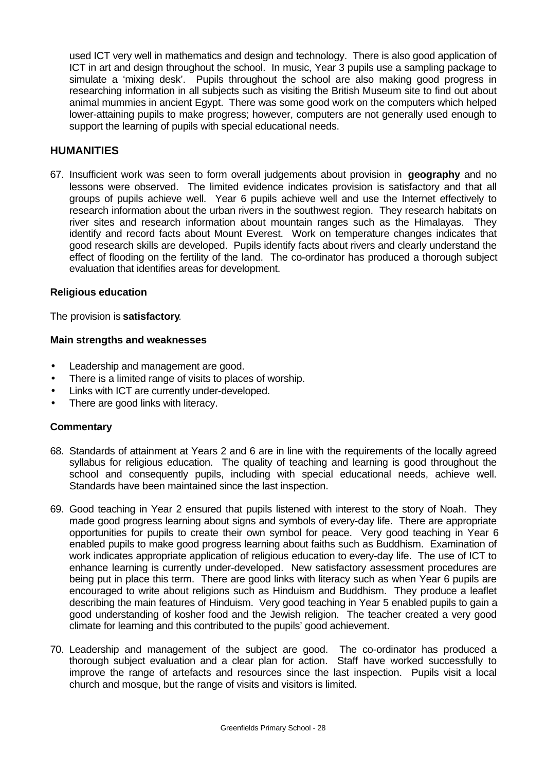used ICT very well in mathematics and design and technology. There is also good application of ICT in art and design throughout the school. In music, Year 3 pupils use a sampling package to simulate a 'mixing desk'. Pupils throughout the school are also making good progress in researching information in all subjects such as visiting the British Museum site to find out about animal mummies in ancient Egypt. There was some good work on the computers which helped lower-attaining pupils to make progress; however, computers are not generally used enough to support the learning of pupils with special educational needs.

## HUMANITIES

67. Insufficient work was seen to form overall judgements about provision in **geography** and no lessons were observed. The limited evidence indicates provision is satisfactory and that all groups of pupils achieve well. Year 6 pupils achieve well and use the Internet effectively to research information about the urban rivers in the southwest region. They research habitats on river sites and research information about mountain ranges such as the Himalayas. They identify and record facts about Mount Everest. Work on temperature changes indicates that good research skills are developed. Pupils identify facts about rivers and clearly understand the effect of flooding on the fertility of the land. The co-ordinator has produced a thorough subject evaluation that identifies areas for development.

### Religious education

The provision is **satisfactory**.

#### Main strengths and weaknesses

- Leadership and management are good.
- There is a limited range of visits to places of worship.
- Links with ICT are currently under-developed.
- There are good links with literacy.

#### Commentary

68. Standards of attainment at Years 2 and 6 are in line with the requirements of the locally agreed syllabus for religious education. The quality of teaching and learning is good throughout the school and consequently pupils, including with special educational needs, achieve well. Standards have been maintained since the last inspection.

69. Good teaching in Year 2 ensured that pupils listened with interest to the story of Noah. They made good progress learning about signs and symbols of every-day life. There are appropriate opportunities for pupils to create their own symbol for peace. Very good teaching in Year 6 enabled pupils to make good progress learning about faiths such as Buddhism. Examination of work indicates appropriate application of religious education to every-day life. The use of ICT to enhance learning is currently under-developed. New satisfactory assessment procedures are being put in place this term. There are good links with literacy such as when Year 6 pupils are encouraged to write about religions such as Hinduism and Buddhism. They produce a leaflet describing the main features of Hinduism. Very good teaching in Year 5 enabled pupils to gain a good understanding of kosher food and the Jewish religion. The teacher created a very good climate for learning and this contributed to the pupils' good achievement.

70. Leadership and management of the subject are good. The co-ordinator has produced a thorough subject evaluation and a clear plan for action. Staff have worked successfully to improve the range of artefacts and resources since the last inspection. Pupils visit a local church and mosque, but the range of visits and visitors is limited.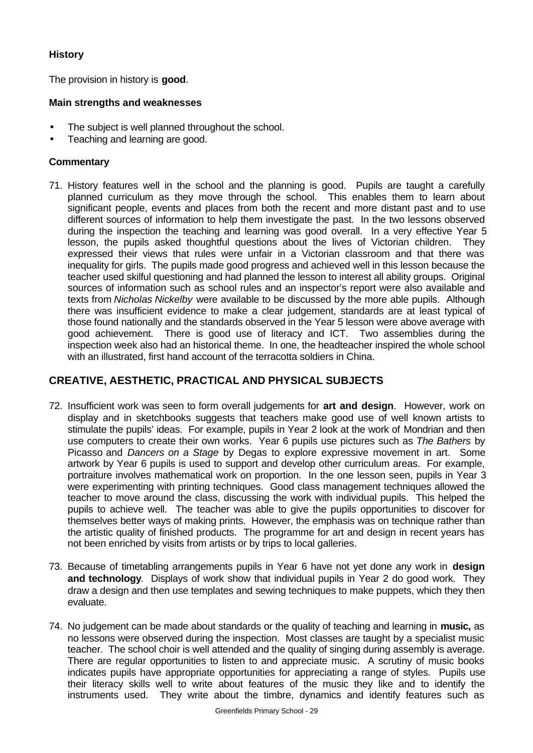### History

The provision in history is **good**.

#### Main strengths and weaknesses

- The subject is well planned throughout the school.
- Teaching and learning are good.

#### Commentary

71. History features well in the school and the planning is good. Pupils are taught a carefully planned curriculum as they move through the school. This enables them to learn about significant people, events and places from both the recent and more distant past and to use different sources of information to help them investigate the past. In the two lessons observed during the inspection the teaching and learning was good overall. In a very effective Year 5 lesson, the pupils asked thoughtful questions about the lives of Victorian children. They expressed their views that rules were unfair in a Victorian classroom and that there was inequality for girls. The pupils made good progress and achieved well in this lesson because the teacher used skilful questioning and had planned the lesson to interest all ability groups. Original sources of information such as school rules and an inspector's report were also available and texts from *Nicholas Nickelby* were available to be discussed by the more able pupils. Although there was insufficient evidence to make a clear judgement, standards are at least typical of those found nationally and the standards observed in the Year 5 lesson were above average with good achievement. There is good use of literacy and ICT. Two assemblies during the inspection week also had an historical theme. In one, the headteacher inspired the whole school with an illustrated, first hand account of the terracotta soldiers in China.

## CREATIVE, AESTHETIC, PRACTICAL AND PHYSICAL SUBJECTS

72. Insufficient work was seen to form overall judgements for **art and design**. However, work on display and in sketchbooks suggests that teachers make good use of well known artists to stimulate the pupils' ideas. For example, pupils in Year 2 look at the work of Mondrian and then use computers to create their own works. Year 6 pupils use pictures such as *The Bathers* by Picasso and *Dancers on a Stage* by Degas to explore expressive movement in art. Some artwork by Year 6 pupils is used to support and develop other curriculum areas. For example, portraiture involves mathematical work on proportion. In the one lesson seen, pupils in Year 3 were experimenting with printing techniques. Good class management techniques allowed the teacher to move around the class, discussing the work with individual pupils. This helped the pupils to achieve well. The teacher was able to give the pupils opportunities to discover for themselves better ways of making prints. However, the emphasis was on technique rather than the artistic quality of finished products. The programme for art and design in recent years has not been enriched by visits from artists or by trips to local galleries.

73. Because of timetabling arrangements pupils in Year 6 have not yet done any work in **design and technology**. Displays of work show that individual pupils in Year 2 do good work. They draw a design and then use templates and sewing techniques to make puppets, which they then evaluate.

74. No judgement can be made about standards or the quality of teaching and learning in **music,** as no lessons were observed during the inspection. Most classes are taught by a specialist music teacher. The school choir is well attended and the quality of singing during assembly is average. There are regular opportunities to listen to and appreciate music. A scrutiny of music books indicates pupils have appropriate opportunities for appreciating a range of styles. Pupils use their literacy skills well to write about features of the music they like and to identify the instruments used. They write about the timbre, dynamics and identify features such as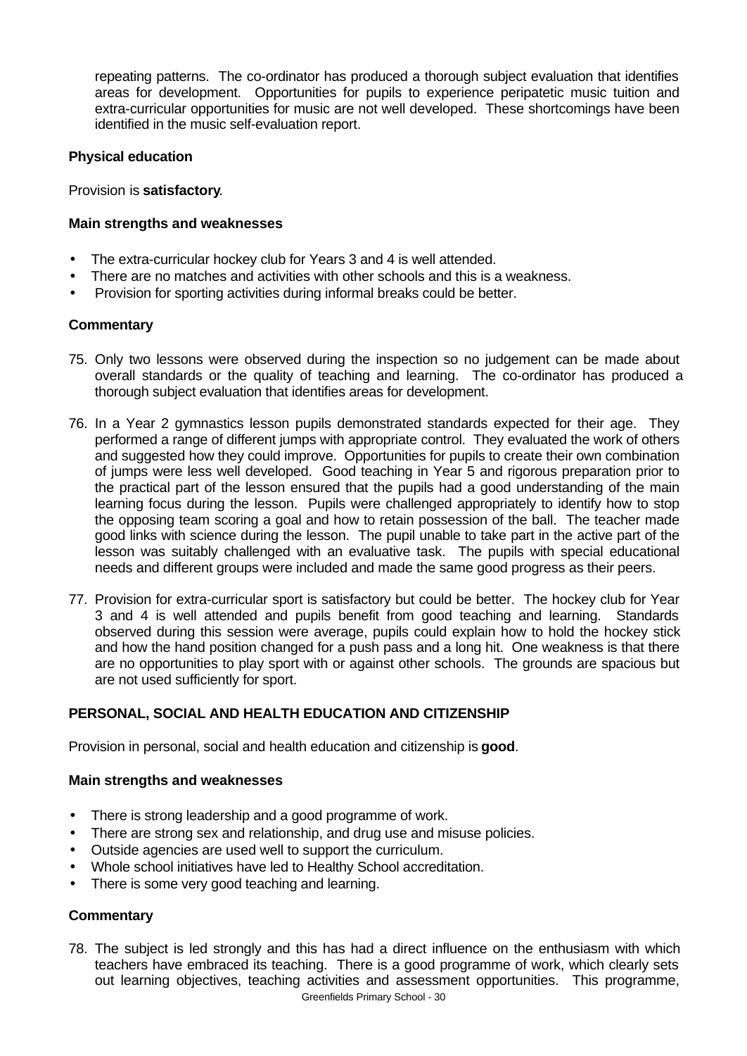repeating patterns. The co-ordinator has produced a thorough subject evaluation that identifies areas for development. Opportunities for pupils to experience peripatetic music tuition and extra-curricular opportunities for music are not well developed. These shortcomings have been identified in the music self-evaluation report.

**Physical education**

Provision is **satisfactory**.

**Main strengths and weaknesses**

- The extra-curricular hockey club for Years 3 and 4 is well attended.
- There are no matches and activities with other schools and this is a weakness.
- Provision for sporting activities during informal breaks could be better.

**Commentary**

75. Only two lessons were observed during the inspection so no judgement can be made about overall standards or the quality of teaching and learning. The co-ordinator has produced a thorough subject evaluation that identifies areas for development.

76. In a Year 2 gymnastics lesson pupils demonstrated standards expected for their age. They performed a range of different jumps with appropriate control. They evaluated the work of others and suggested how they could improve. Opportunities for pupils to create their own combination of jumps were less well developed. Good teaching in Year 5 and rigorous preparation prior to the practical part of the lesson ensured that the pupils had a good understanding of the main learning focus during the lesson. Pupils were challenged appropriately to identify how to stop the opposing team scoring a goal and how to retain possession of the ball. The teacher made good links with science during the lesson. The pupil unable to take part in the active part of the lesson was suitably challenged with an evaluative task. The pupils with special educational needs and different groups were included and made the same good progress as their peers.

77. Provision for extra-curricular sport is satisfactory but could be better. The hockey club for Year 3 and 4 is well attended and pupils benefit from good teaching and learning. Standards observed during this session were average, pupils could explain how to hold the hockey stick and how the hand position changed for a push pass and a long hit. One weakness is that there are no opportunities to play sport with or against other schools. The grounds are spacious but are not used sufficiently for sport.

**PERSONAL, SOCIAL AND HEALTH EDUCATION AND CITIZENSHIP**

Provision in personal, social and health education and citizenship is **good**.

**Main strengths and weaknesses**

- There is strong leadership and a good programme of work.
- There are strong sex and relationship, and drug use and misuse policies.
- Outside agencies are used well to support the curriculum.
- Whole school initiatives have led to Healthy School accreditation.
- There is some very good teaching and learning.

**Commentary**

78. The subject is led strongly and this has had a direct influence on the enthusiasm with which teachers have embraced its teaching. There is a good programme of work, which clearly sets out learning objectives, teaching activities and assessment opportunities. This programme,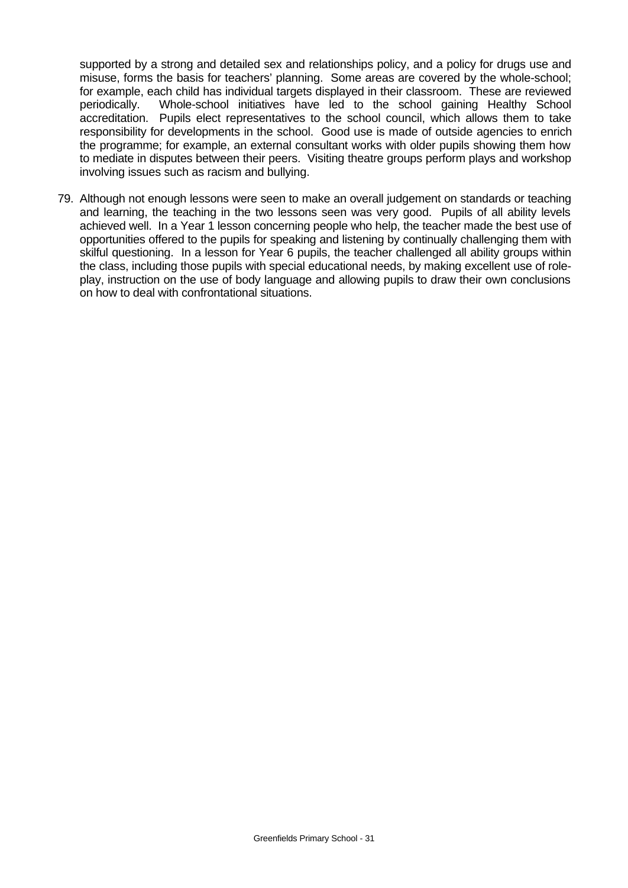supported by a strong and detailed sex and relationships policy, and a policy for drugs use and misuse, forms the basis for teachers' planning. Some areas are covered by the whole-school; for example, each child has individual targets displayed in their classroom. These are reviewed periodically. Whole-school initiatives have led to the school gaining Healthy School accreditation. Pupils elect representatives to the school council, which allows them to take responsibility for developments in the school. Good use is made of outside agencies to enrich the programme; for example, an external consultant works with older pupils showing them how to mediate in disputes between their peers. Visiting theatre groups perform plays and workshop involving issues such as racism and bullying.

79. Although not enough lessons were seen to make an overall judgement on standards or teaching and learning, the teaching in the two lessons seen was very good. Pupils of all ability levels achieved well. In a Year 1 lesson concerning people who help, the teacher made the best use of opportunities offered to the pupils for speaking and listening by continually challenging them with skilful questioning. In a lesson for Year 6 pupils, the teacher challenged all ability groups within the class, including those pupils with special educational needs, by making excellent use of role-play, instruction on the use of body language and allowing pupils to draw their own conclusions on how to deal with confrontational situations.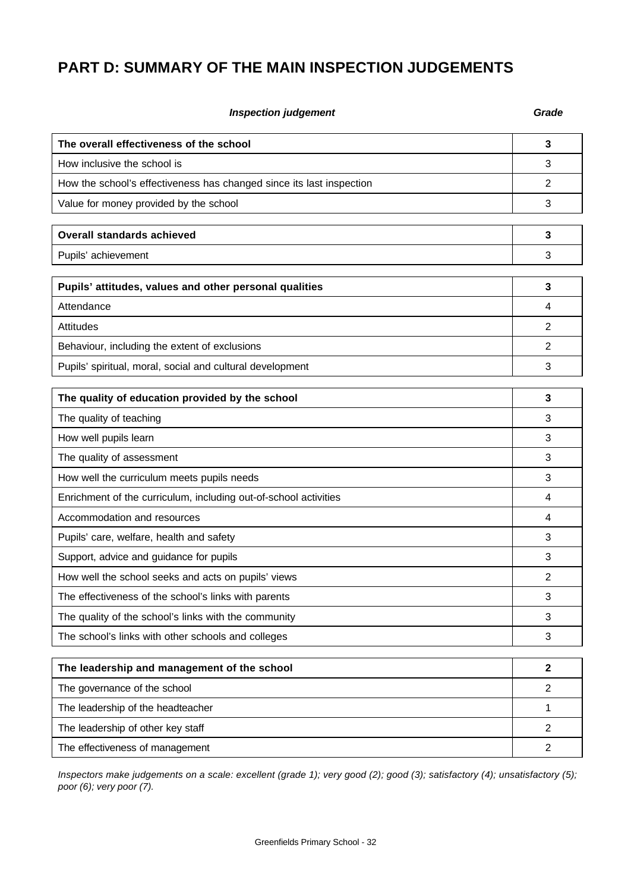# PART D: SUMMARY OF THE MAIN INSPECTION JUDGEMENTS

| ***Inspection judgement*** | ***Grade*** |
|---|---|
| **The overall effectiveness of the school** | **3** |
| How inclusive the school is | 3 |
| How the school's effectiveness has changed since its last inspection | 2 |
| Value for money provided by the school | 3 |
| **Overall standards achieved** | **3** |
| Pupils' achievement | 3 |
| **Pupils' attitudes, values and other personal qualities** | **3** |
| Attendance | 4 |
| Attitudes | 2 |
| Behaviour, including the extent of exclusions | 2 |
| Pupils' spiritual, moral, social and cultural development | 3 |
| **The quality of education provided by the school** | **3** |
| The quality of teaching | 3 |
| How well pupils learn | 3 |
| The quality of assessment | 3 |
| How well the curriculum meets pupils needs | 3 |
| Enrichment of the curriculum, including out-of-school activities | 4 |
| Accommodation and resources | 4 |
| Pupils' care, welfare, health and safety | 3 |
| Support, advice and guidance for pupils | 3 |
| How well the school seeks and acts on pupils' views | 2 |
| The effectiveness of the school's links with parents | 3 |
| The quality of the school's links with the community | 3 |
| The school's links with other schools and colleges | 3 |
| **The leadership and management of the school** | **2** |
| The governance of the school | 2 |
| The leadership of the headteacher | 1 |
| The leadership of other key staff | 2 |
| The effectiveness of management | 2 |

*Inspectors make judgements on a scale: excellent (grade 1); very good (2); good (3); satisfactory (4); unsatisfactory (5); poor (6); very poor (7).*